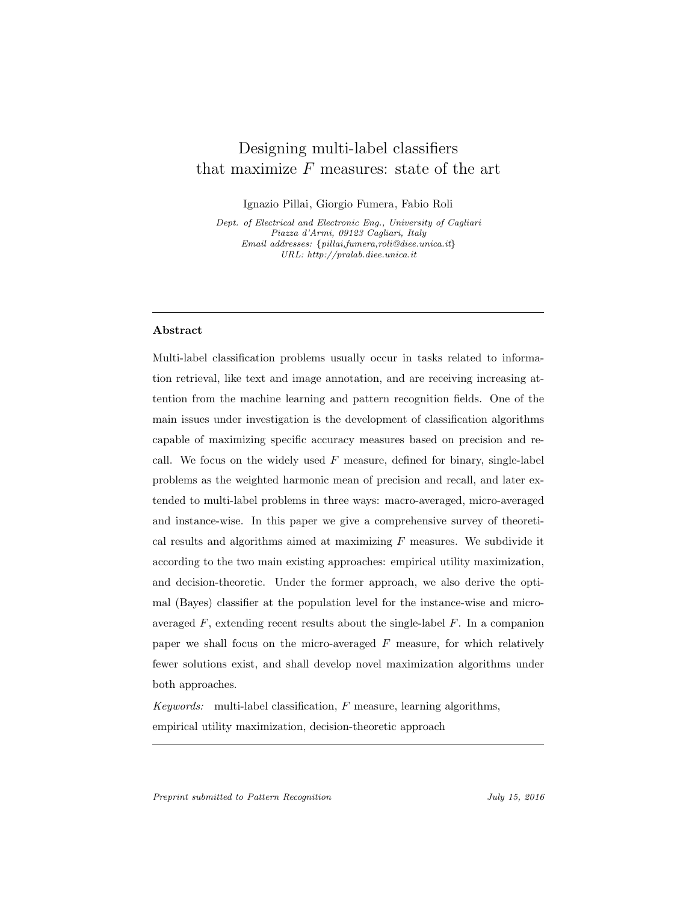# Designing multi-label classifiers that maximize $F$ measures: state of the art

Ignazio Pillai, Giorgio Fumera, Fabio Roli

*Dept. of Electrical and Electronic Eng., University of Cagliari*
*Piazza d'Armi, 09123 Cagliari, Italy*
*Email addresses: {pillai,fumera,roli@diee.unica.it}*
*URL: http://pralab.diee.unica.it*

---

## Abstract

Multi-label classification problems usually occur in tasks related to information retrieval, like text and image annotation, and are receiving increasing attention from the machine learning and pattern recognition fields. One of the main issues under investigation is the development of classification algorithms capable of maximizing specific accuracy measures based on precision and recall. We focus on the widely used $F$ measure, defined for binary, single-label problems as the weighted harmonic mean of precision and recall, and later extended to multi-label problems in three ways: macro-averaged, micro-averaged and instance-wise. In this paper we give a comprehensive survey of theoretical results and algorithms aimed at maximizing $F$ measures. We subdivide it according to the two main existing approaches: empirical utility maximization, and decision-theoretic. Under the former approach, we also derive the optimal (Bayes) classifier at the population level for the instance-wise and micro-averaged $F$, extending recent results about the single-label $F$. In a companion paper we shall focus on the micro-averaged $F$ measure, for which relatively fewer solutions exist, and shall develop novel maximization algorithms under both approaches.

*Keywords:* multi-label classification, $F$ measure, learning algorithms, empirical utility maximization, decision-theoretic approach

---

*Preprint submitted to Pattern Recognition* — *July 15, 2016*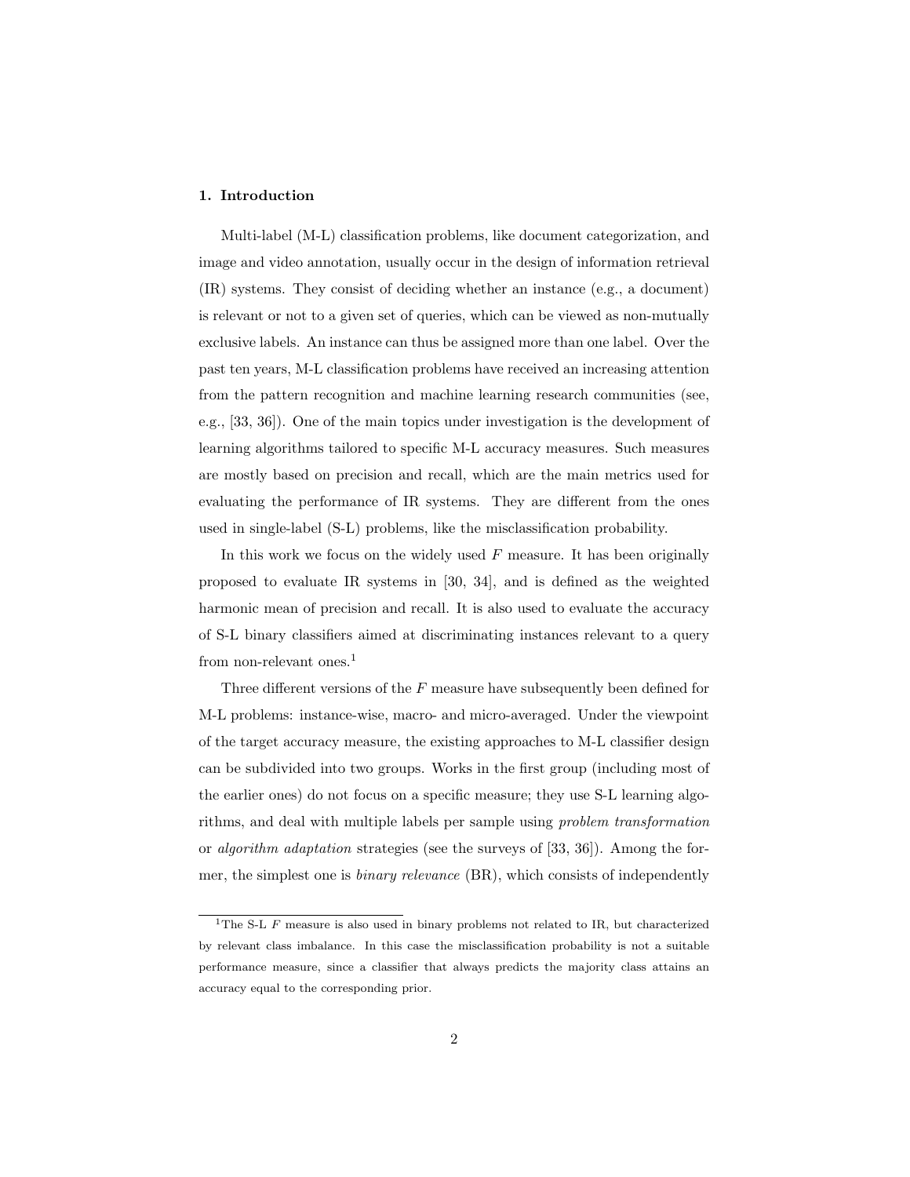## 1. Introduction

Multi-label (M-L) classification problems, like document categorization, and image and video annotation, usually occur in the design of information retrieval (IR) systems. They consist of deciding whether an instance (e.g., a document) is relevant or not to a given set of queries, which can be viewed as non-mutually exclusive labels. An instance can thus be assigned more than one label. Over the past ten years, M-L classification problems have received an increasing attention from the pattern recognition and machine learning research communities (see, e.g., [33, 36]). One of the main topics under investigation is the development of learning algorithms tailored to specific M-L accuracy measures. Such measures are mostly based on precision and recall, which are the main metrics used for evaluating the performance of IR systems. They are different from the ones used in single-label (S-L) problems, like the misclassification probability.

In this work we focus on the widely used $F$ measure. It has been originally proposed to evaluate IR systems in [30, 34], and is defined as the weighted harmonic mean of precision and recall. It is also used to evaluate the accuracy of S-L binary classifiers aimed at discriminating instances relevant to a query from non-relevant ones.[1]

Three different versions of the $F$ measure have subsequently been defined for M-L problems: instance-wise, macro- and micro-averaged. Under the viewpoint of the target accuracy measure, the existing approaches to M-L classifier design can be subdivided into two groups. Works in the first group (including most of the earlier ones) do not focus on a specific measure; they use S-L learning algorithms, and deal with multiple labels per sample using *problem transformation* or *algorithm adaptation* strategies (see the surveys of [33, 36]). Among the former, the simplest one is *binary relevance* (BR), which consists of independently

[1] The S-L $F$ measure is also used in binary problems not related to IR, but characterized by relevant class imbalance. In this case the misclassification probability is not a suitable performance measure, since a classifier that always predicts the majority class attains an accuracy equal to the corresponding prior.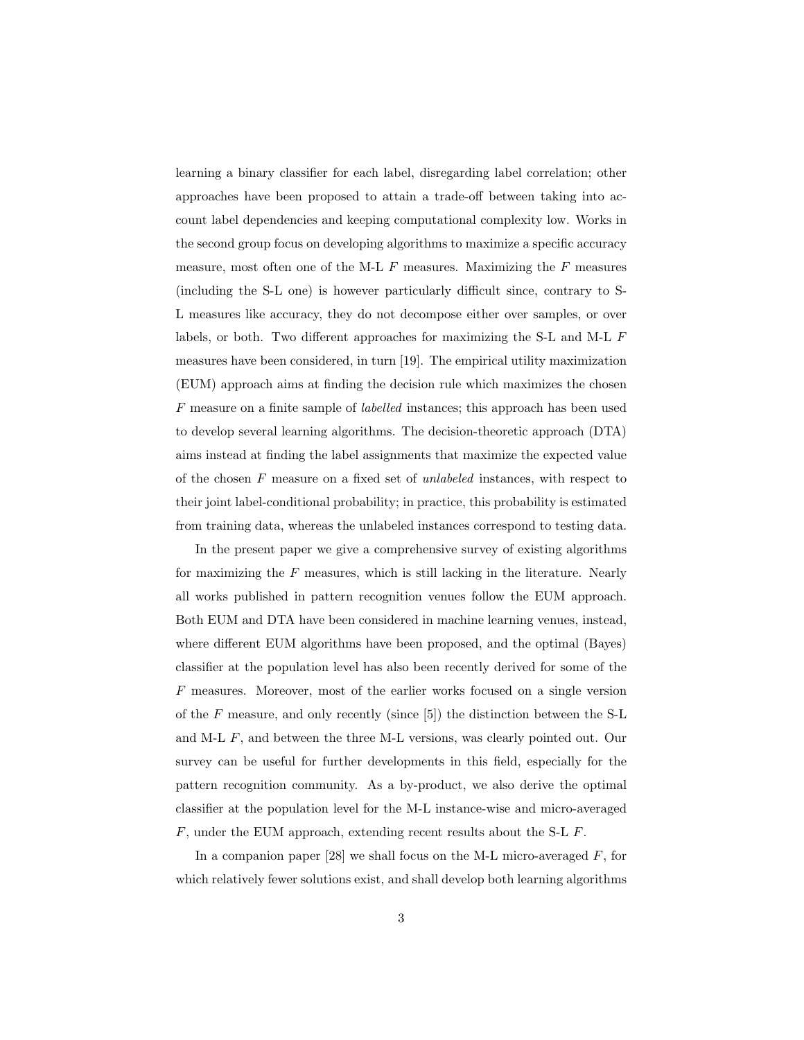learning a binary classifier for each label, disregarding label correlation; other approaches have been proposed to attain a trade-off between taking into account label dependencies and keeping computational complexity low. Works in the second group focus on developing algorithms to maximize a specific accuracy measure, most often one of the M-L $F$ measures. Maximizing the $F$ measures (including the S-L one) is however particularly difficult since, contrary to S-L measures like accuracy, they do not decompose either over samples, or over labels, or both. Two different approaches for maximizing the S-L and M-L $F$ measures have been considered, in turn [19]. The empirical utility maximization (EUM) approach aims at finding the decision rule which maximizes the chosen $F$ measure on a finite sample of *labelled* instances; this approach has been used to develop several learning algorithms. The decision-theoretic approach (DTA) aims instead at finding the label assignments that maximize the expected value of the chosen $F$ measure on a fixed set of *unlabeled* instances, with respect to their joint label-conditional probability; in practice, this probability is estimated from training data, whereas the unlabeled instances correspond to testing data.

In the present paper we give a comprehensive survey of existing algorithms for maximizing the $F$ measures, which is still lacking in the literature. Nearly all works published in pattern recognition venues follow the EUM approach. Both EUM and DTA have been considered in machine learning venues, instead, where different EUM algorithms have been proposed, and the optimal (Bayes) classifier at the population level has also been recently derived for some of the $F$ measures. Moreover, most of the earlier works focused on a single version of the $F$ measure, and only recently (since [5]) the distinction between the S-L and M-L $F$, and between the three M-L versions, was clearly pointed out. Our survey can be useful for further developments in this field, especially for the pattern recognition community. As a by-product, we also derive the optimal classifier at the population level for the M-L instance-wise and micro-averaged $F$, under the EUM approach, extending recent results about the S-L $F$.

In a companion paper [28] we shall focus on the M-L micro-averaged $F$, for which relatively fewer solutions exist, and shall develop both learning algorithms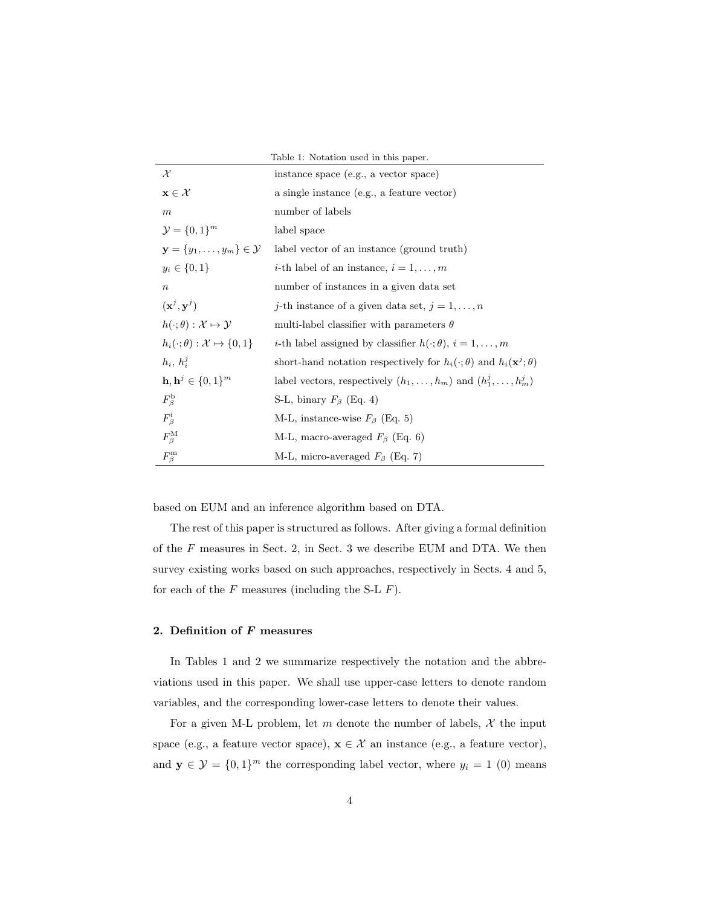Table 1: Notation used in this paper.

| | |
|---|---|
| $\mathcal{X}$ | instance space (e.g., a vector space) |
| $\mathbf{x} \in \mathcal{X}$ | a single instance (e.g., a feature vector) |
| $m$ | number of labels |
| $\mathcal{Y} = \{0, 1\}^m$ | label space |
| $\mathbf{y} = \{y_1, \ldots, y_m\} \in \mathcal{Y}$ | label vector of an instance (ground truth) |
| $y_i \in \{0, 1\}$ | $i$-th label of an instance, $i = 1, \ldots, m$ |
| $n$ | number of instances in a given data set |
| $(\mathbf{x}^j, \mathbf{y}^j)$ | $j$-th instance of a given data set, $j = 1, \ldots, n$ |
| $h(\cdot; \theta) : \mathcal{X} \mapsto \mathcal{Y}$ | multi-label classifier with parameters $\theta$ |
| $h_i(\cdot; \theta) : \mathcal{X} \mapsto \{0, 1\}$ | $i$-th label assigned by classifier $h(\cdot; \theta)$, $i = 1, \ldots, m$ |
| $h_i$, $h_i^j$ | short-hand notation respectively for $h_i(\cdot; \theta)$ and $h_i(\mathbf{x}^j; \theta)$ |
| $\mathbf{h}, \mathbf{h}^j \in \{0, 1\}^m$ | label vectors, respectively $(h_1, \ldots, h_m)$ and $(h_1^j, \ldots, h_m^j)$ |
| $F_\beta^{\mathrm{b}}$ | S-L, binary $F_\beta$ (Eq. 4) |
| $F_\beta^{\mathrm{i}}$ | M-L, instance-wise $F_\beta$ (Eq. 5) |
| $F_\beta^{\mathrm{M}}$ | M-L, macro-averaged $F_\beta$ (Eq. 6) |
| $F_\beta^{\mathrm{m}}$ | M-L, micro-averaged $F_\beta$ (Eq. 7) |

based on EUM and an inference algorithm based on DTA.

The rest of this paper is structured as follows. After giving a formal definition of the $F$ measures in Sect. 2, in Sect. 3 we describe EUM and DTA. We then survey existing works based on such approaches, respectively in Sects. 4 and 5, for each of the $F$ measures (including the S-L $F$).

## 2. Definition of $F$ measures

In Tables 1 and 2 we summarize respectively the notation and the abbreviations used in this paper. We shall use upper-case letters to denote random variables, and the corresponding lower-case letters to denote their values.

For a given M-L problem, let $m$ denote the number of labels, $\mathcal{X}$ the input space (e.g., a feature vector space), $\mathbf{x} \in \mathcal{X}$ an instance (e.g., a feature vector), and $\mathbf{y} \in \mathcal{Y} = \{0, 1\}^m$ the corresponding label vector, where $y_i = 1$ (0) means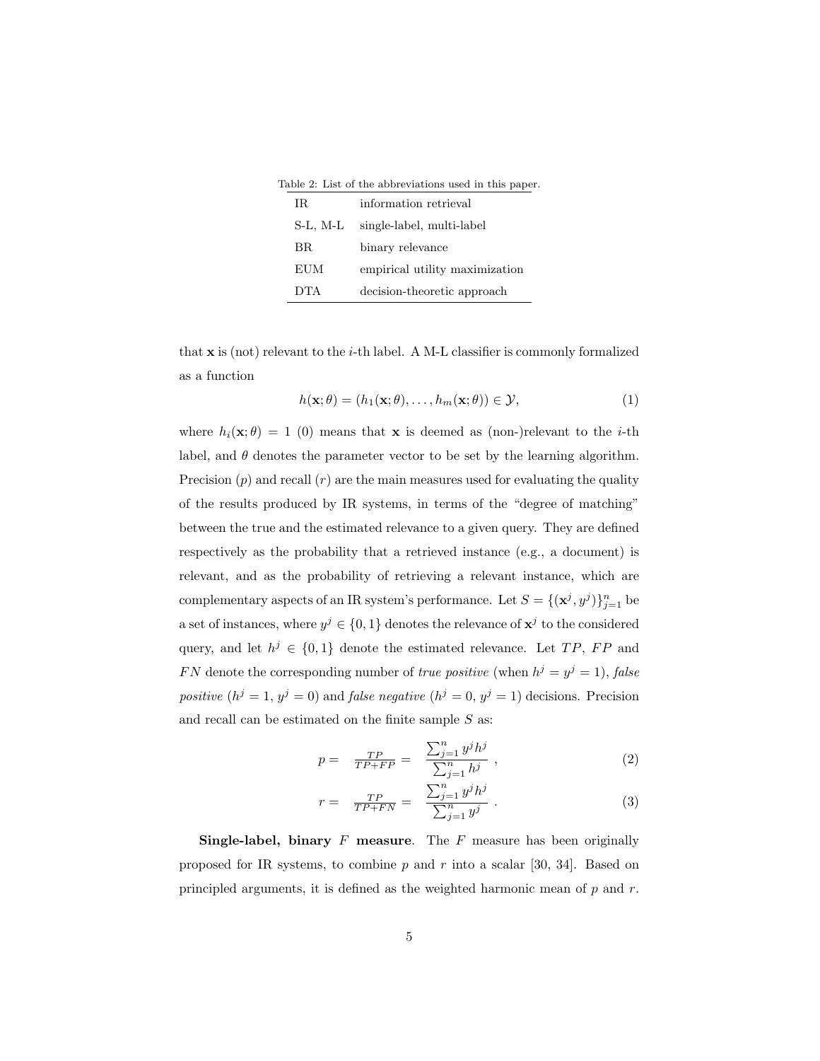Table 2: List of the abbreviations used in this paper.

| | |
|---|---|
| IR | information retrieval |
| S-L, M-L | single-label, multi-label |
| BR | binary relevance |
| EUM | empirical utility maximization |
| DTA | decision-theoretic approach |

that $\mathbf{x}$ is (not) relevant to the $i$-th label. A M-L classifier is commonly formalized as a function

$$h(\mathbf{x}; \theta) = (h_1(\mathbf{x}; \theta), \ldots, h_m(\mathbf{x}; \theta)) \in \mathcal{Y}, \tag{1}$$

where $h_i(\mathbf{x}; \theta) = 1$ (0) means that $\mathbf{x}$ is deemed as (non-)relevant to the $i$-th label, and $\theta$ denotes the parameter vector to be set by the learning algorithm. Precision ($p$) and recall ($r$) are the main measures used for evaluating the quality of the results produced by IR systems, in terms of the "degree of matching" between the true and the estimated relevance to a given query. They are defined respectively as the probability that a retrieved instance (e.g., a document) is relevant, and as the probability of retrieving a relevant instance, which are complementary aspects of an IR system's performance. Let $S = \{(\mathbf{x}^j, y^j)\}_{j=1}^n$ be a set of instances, where $y^j \in \{0, 1\}$ denotes the relevance of $\mathbf{x}^j$ to the considered query, and let $h^j \in \{0, 1\}$ denote the estimated relevance. Let $TP$, $FP$ and $FN$ denote the corresponding number of *true positive* (when $h^j = y^j = 1$), *false positive* ($h^j = 1$, $y^j = 0$) and *false negative* ($h^j = 0$, $y^j = 1$) decisions. Precision and recall can be estimated on the finite sample $S$ as:

$$p = \frac{TP}{TP+FP} = \frac{\sum_{j=1}^n y^j h^j}{\sum_{j=1}^n h^j} , \tag{2}$$

$$r = \frac{TP}{TP+FN} = \frac{\sum_{j=1}^n y^j h^j}{\sum_{j=1}^n y^j} . \tag{3}$$

**Single-label, binary $F$ measure**. The $F$ measure has been originally proposed for IR systems, to combine $p$ and $r$ into a scalar [30, 34]. Based on principled arguments, it is defined as the weighted harmonic mean of $p$ and $r$.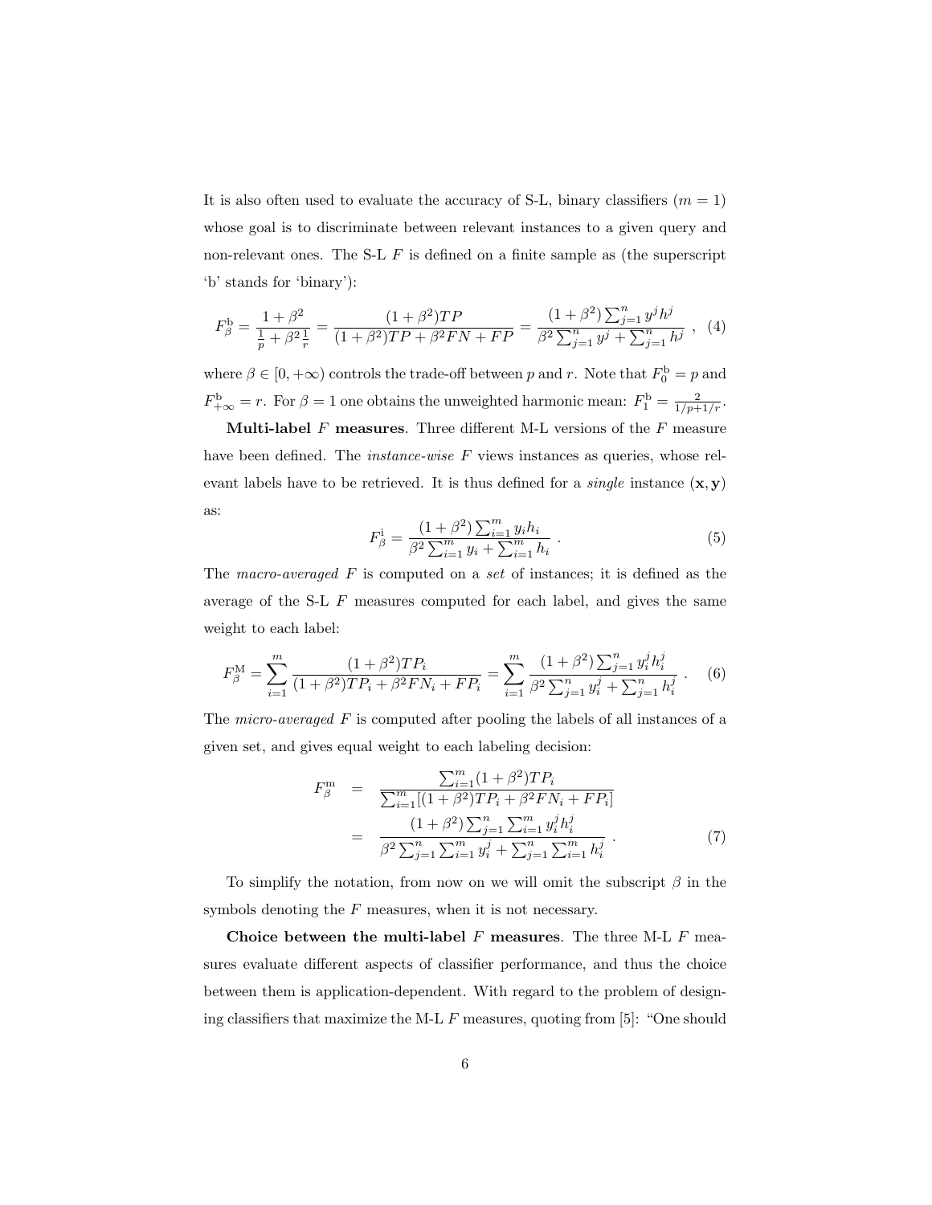It is also often used to evaluate the accuracy of S-L, binary classifiers ($m = 1$) whose goal is to discriminate between relevant instances to a given query and non-relevant ones. The S-L $F$ is defined on a finite sample as (the superscript 'b' stands for 'binary'):

$$F^{\mathrm{b}}_{\beta} = \frac{1 + \beta^2}{\frac{1}{p} + \beta^2 \frac{1}{r}} = \frac{(1 + \beta^2)TP}{(1 + \beta^2)TP + \beta^2 FN + FP} = \frac{(1 + \beta^2)\sum_{j=1}^{n} y^j h^j}{\beta^2 \sum_{j=1}^{n} y^j + \sum_{j=1}^{n} h^j} \ , \quad (4)$$

where $\beta \in [0, +\infty)$ controls the trade-off between $p$ and $r$. Note that $F^{\mathrm{b}}_0 = p$ and $F^{\mathrm{b}}_{+\infty} = r$. For $\beta = 1$ one obtains the unweighted harmonic mean: $F^{\mathrm{b}}_1 = \frac{2}{1/p + 1/r}$.

**Multi-label $F$ measures**. Three different M-L versions of the $F$ measure have been defined. The *instance-wise* $F$ views instances as queries, whose relevant labels have to be retrieved. It is thus defined for a *single* instance $(\mathbf{x}, \mathbf{y})$ as:

$$F^{\mathrm{i}}_{\beta} = \frac{(1 + \beta^2)\sum_{i=1}^{m} y_i h_i}{\beta^2 \sum_{i=1}^{m} y_i + \sum_{i=1}^{m} h_i} \ . \quad (5)$$

The *macro-averaged* $F$ is computed on a *set* of instances; it is defined as the average of the S-L $F$ measures computed for each label, and gives the same weight to each label:

$$F^{\mathrm{M}}_{\beta} = \sum_{i=1}^{m} \frac{(1 + \beta^2)TP_i}{(1 + \beta^2)TP_i + \beta^2 FN_i + FP_i} = \sum_{i=1}^{m} \frac{(1 + \beta^2)\sum_{j=1}^{n} y_i^j h_i^j}{\beta^2 \sum_{j=1}^{n} y_i^j + \sum_{j=1}^{n} h_i^j} \ . \quad (6)$$

The *micro-averaged* $F$ is computed after pooling the labels of all instances of a given set, and gives equal weight to each labeling decision:

$$\begin{aligned} F^{\mathrm{m}}_{\beta} &= \frac{\sum_{i=1}^{m}(1 + \beta^2)TP_i}{\sum_{i=1}^{m}[(1 + \beta^2)TP_i + \beta^2 FN_i + FP_i]} \\ &= \frac{(1 + \beta^2)\sum_{j=1}^{n}\sum_{i=1}^{m} y_i^j h_i^j}{\beta^2 \sum_{j=1}^{n}\sum_{i=1}^{m} y_i^j + \sum_{j=1}^{n}\sum_{i=1}^{m} h_i^j} \ . \end{aligned} \quad (7)$$

To simplify the notation, from now on we will omit the subscript $\beta$ in the symbols denoting the $F$ measures, when it is not necessary.

**Choice between the multi-label $F$ measures**. The three M-L $F$ measures evaluate different aspects of classifier performance, and thus the choice between them is application-dependent. With regard to the problem of designing classifiers that maximize the M-L $F$ measures, quoting from [5]: "One should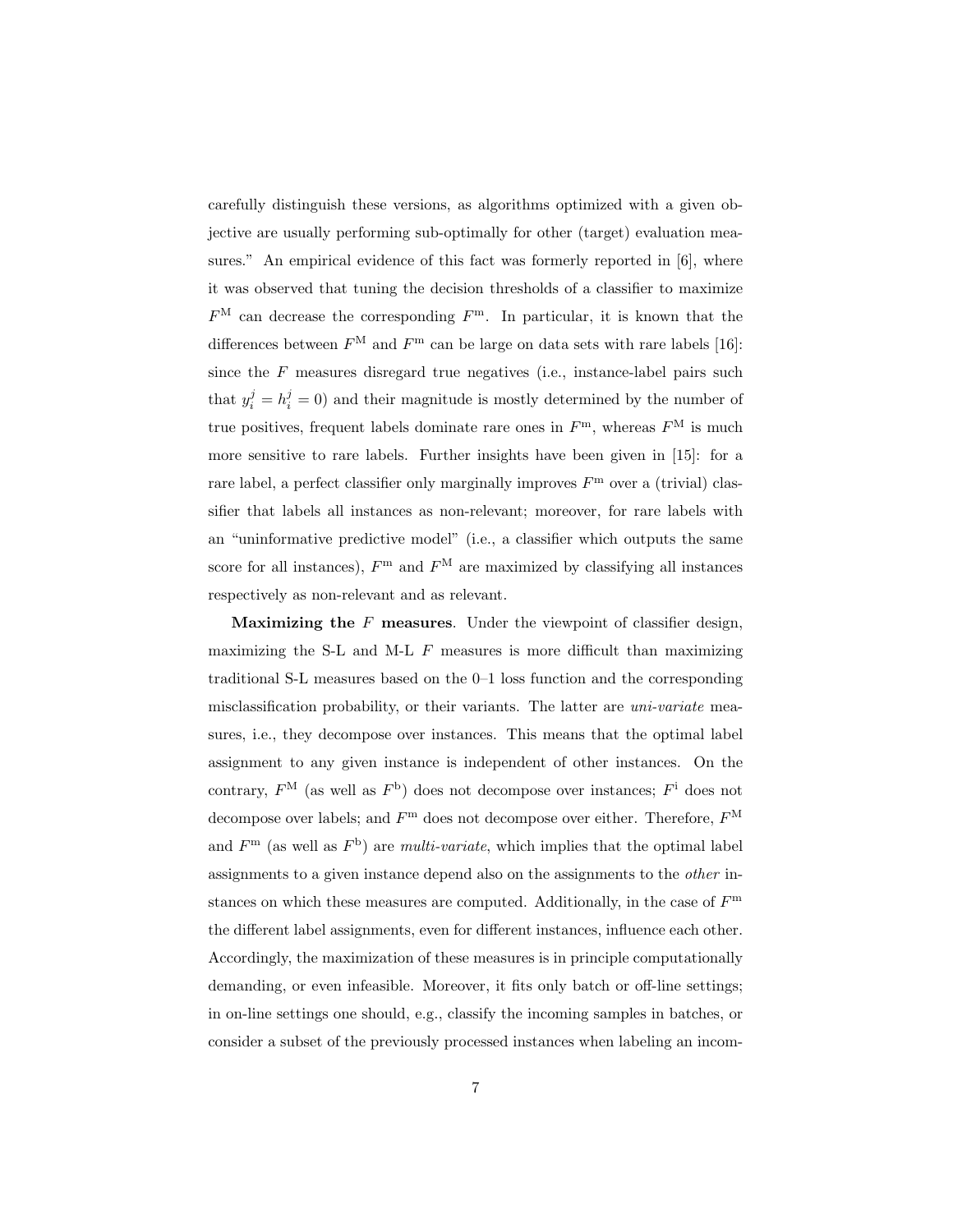carefully distinguish these versions, as algorithms optimized with a given objective are usually performing sub-optimally for other (target) evaluation measures." An empirical evidence of this fact was formerly reported in [6], where it was observed that tuning the decision thresholds of a classifier to maximize $F^{\mathrm{M}}$ can decrease the corresponding $F^{\mathrm{m}}$. In particular, it is known that the differences between $F^{\mathrm{M}}$ and $F^{\mathrm{m}}$ can be large on data sets with rare labels [16]: since the $F$ measures disregard true negatives (i.e., instance-label pairs such that $y_i^j = h_i^j = 0$) and their magnitude is mostly determined by the number of true positives, frequent labels dominate rare ones in $F^{\mathrm{m}}$, whereas $F^{\mathrm{M}}$ is much more sensitive to rare labels. Further insights have been given in [15]: for a rare label, a perfect classifier only marginally improves $F^{\mathrm{m}}$ over a (trivial) classifier that labels all instances as non-relevant; moreover, for rare labels with an "uninformative predictive model" (i.e., a classifier which outputs the same score for all instances), $F^{\mathrm{m}}$ and $F^{\mathrm{M}}$ are maximized by classifying all instances respectively as non-relevant and as relevant.

**Maximizing the $F$ measures**. Under the viewpoint of classifier design, maximizing the S-L and M-L $F$ measures is more difficult than maximizing traditional S-L measures based on the 0–1 loss function and the corresponding misclassification probability, or their variants. The latter are *uni-variate* measures, i.e., they decompose over instances. This means that the optimal label assignment to any given instance is independent of other instances. On the contrary, $F^{\mathrm{M}}$ (as well as $F^{\mathrm{b}}$) does not decompose over instances; $F^{\mathrm{i}}$ does not decompose over labels; and $F^{\mathrm{m}}$ does not decompose over either. Therefore, $F^{\mathrm{M}}$ and $F^{\mathrm{m}}$ (as well as $F^{\mathrm{b}}$) are *multi-variate*, which implies that the optimal label assignments to a given instance depend also on the assignments to the *other* instances on which these measures are computed. Additionally, in the case of $F^{\mathrm{m}}$ the different label assignments, even for different instances, influence each other. Accordingly, the maximization of these measures is in principle computationally demanding, or even infeasible. Moreover, it fits only batch or off-line settings; in on-line settings one should, e.g., classify the incoming samples in batches, or consider a subset of the previously processed instances when labeling an incom-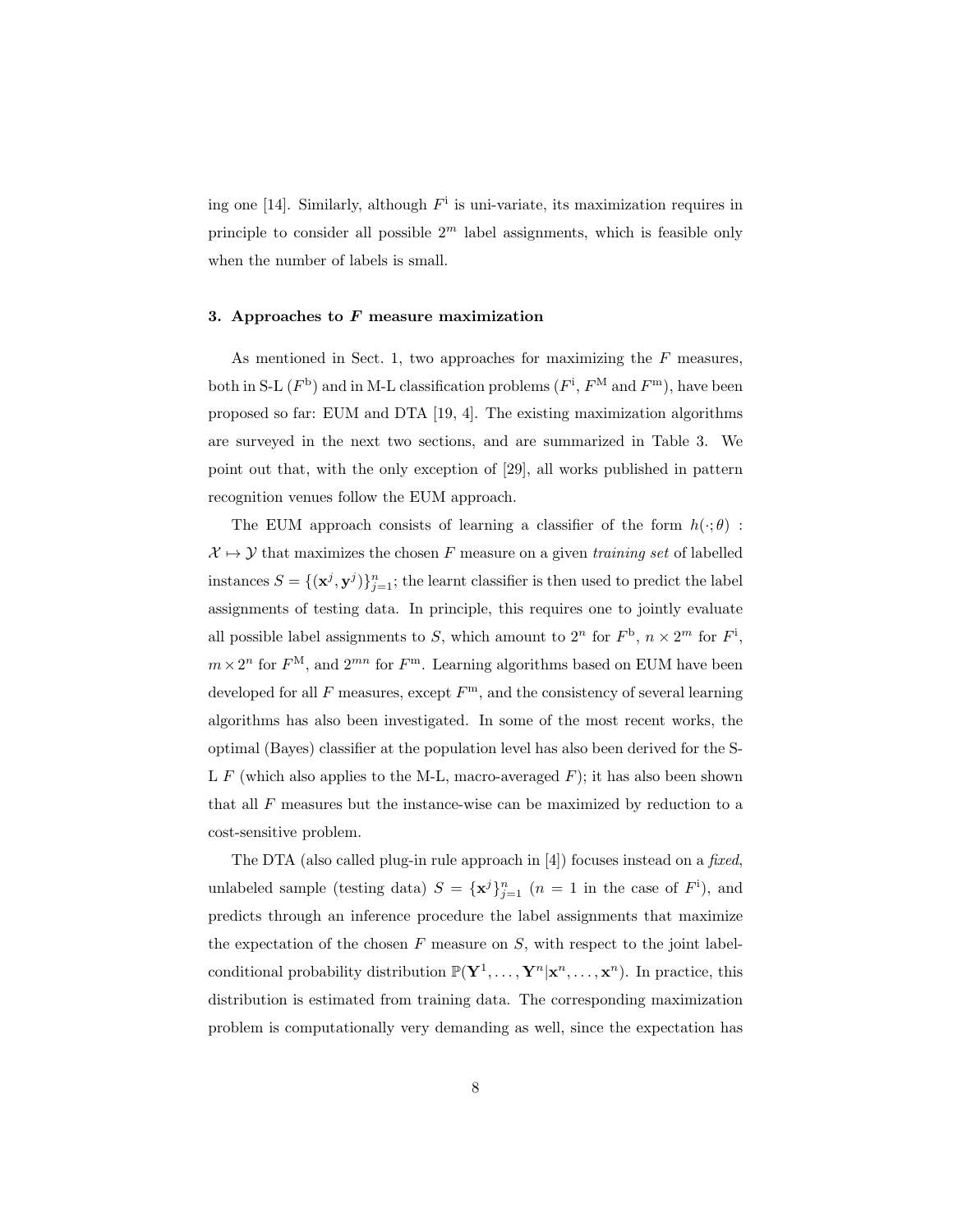ing one [14]. Similarly, although $F^{\mathrm{i}}$ is uni-variate, its maximization requires in principle to consider all possible $2^m$ label assignments, which is feasible only when the number of labels is small.

### 3. Approaches to *F* measure maximization

As mentioned in Sect. 1, two approaches for maximizing the $F$ measures, both in S-L ($F^{\mathrm{b}}$) and in M-L classification problems ($F^{\mathrm{i}}$, $F^{\mathrm{M}}$ and $F^{\mathrm{m}}$), have been proposed so far: EUM and DTA [19, 4]. The existing maximization algorithms are surveyed in the next two sections, and are summarized in Table 3. We point out that, with the only exception of [29], all works published in pattern recognition venues follow the EUM approach.

The EUM approach consists of learning a classifier of the form $h(\cdot;\theta) : \mathcal{X} \mapsto \mathcal{Y}$ that maximizes the chosen $F$ measure on a given *training set* of labelled instances $S = \{(\mathbf{x}^j, \mathbf{y}^j)\}_{j=1}^n$; the learnt classifier is then used to predict the label assignments of testing data. In principle, this requires one to jointly evaluate all possible label assignments to $S$, which amount to $2^n$ for $F^{\mathrm{b}}$, $n \times 2^m$ for $F^{\mathrm{i}}$, $m \times 2^n$ for $F^{\mathrm{M}}$, and $2^{mn}$ for $F^{\mathrm{m}}$. Learning algorithms based on EUM have been developed for all $F$ measures, except $F^{\mathrm{m}}$, and the consistency of several learning algorithms has also been investigated. In some of the most recent works, the optimal (Bayes) classifier at the population level has also been derived for the S-L $F$ (which also applies to the M-L, macro-averaged $F$); it has also been shown that all $F$ measures but the instance-wise can be maximized by reduction to a cost-sensitive problem.

The DTA (also called plug-in rule approach in [4]) focuses instead on a *fixed*, unlabeled sample (testing data) $S = \{\mathbf{x}^j\}_{j=1}^n$ ($n = 1$ in the case of $F^{\mathrm{i}}$), and predicts through an inference procedure the label assignments that maximize the expectation of the chosen $F$ measure on $S$, with respect to the joint label-conditional probability distribution $\mathbb{P}(\mathbf{Y}^1, \ldots, \mathbf{Y}^n | \mathbf{x}^n, \ldots, \mathbf{x}^n)$. In practice, this distribution is estimated from training data. The corresponding maximization problem is computationally very demanding as well, since the expectation has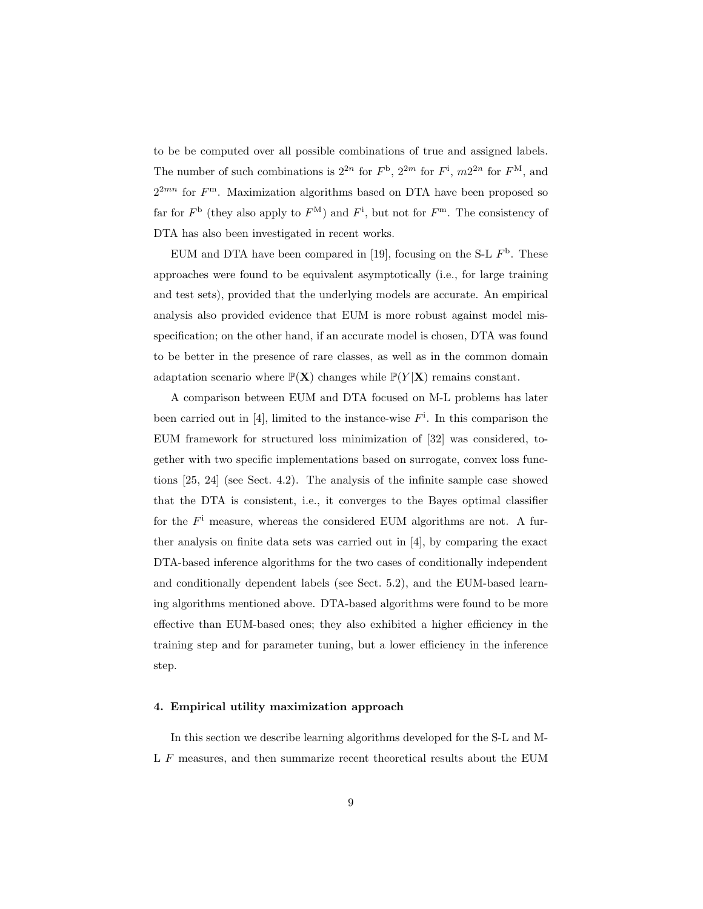to be be computed over all possible combinations of true and assigned labels. The number of such combinations is $2^{2n}$ for $F^{\mathrm{b}}$, $2^{2m}$ for $F^{\mathrm{i}}$, $m2^{2n}$ for $F^{\mathrm{M}}$, and $2^{2mn}$ for $F^{\mathrm{m}}$. Maximization algorithms based on DTA have been proposed so far for $F^{\mathrm{b}}$ (they also apply to $F^{\mathrm{M}}$) and $F^{\mathrm{i}}$, but not for $F^{\mathrm{m}}$. The consistency of DTA has also been investigated in recent works.

EUM and DTA have been compared in [19], focusing on the S-L $F^{\mathrm{b}}$. These approaches were found to be equivalent asymptotically (i.e., for large training and test sets), provided that the underlying models are accurate. An empirical analysis also provided evidence that EUM is more robust against model misspecification; on the other hand, if an accurate model is chosen, DTA was found to be better in the presence of rare classes, as well as in the common domain adaptation scenario where $\mathbb{P}(\mathbf{X})$ changes while $\mathbb{P}(Y|\mathbf{X})$ remains constant.

A comparison between EUM and DTA focused on M-L problems has later been carried out in [4], limited to the instance-wise $F^{\mathrm{i}}$. In this comparison the EUM framework for structured loss minimization of [32] was considered, together with two specific implementations based on surrogate, convex loss functions [25, 24] (see Sect. 4.2). The analysis of the infinite sample case showed that the DTA is consistent, i.e., it converges to the Bayes optimal classifier for the $F^{\mathrm{i}}$ measure, whereas the considered EUM algorithms are not. A further analysis on finite data sets was carried out in [4], by comparing the exact DTA-based inference algorithms for the two cases of conditionally independent and conditionally dependent labels (see Sect. 5.2), and the EUM-based learning algorithms mentioned above. DTA-based algorithms were found to be more effective than EUM-based ones; they also exhibited a higher efficiency in the training step and for parameter tuning, but a lower efficiency in the inference step.

#### 4. Empirical utility maximization approach

In this section we describe learning algorithms developed for the S-L and M-L $F$ measures, and then summarize recent theoretical results about the EUM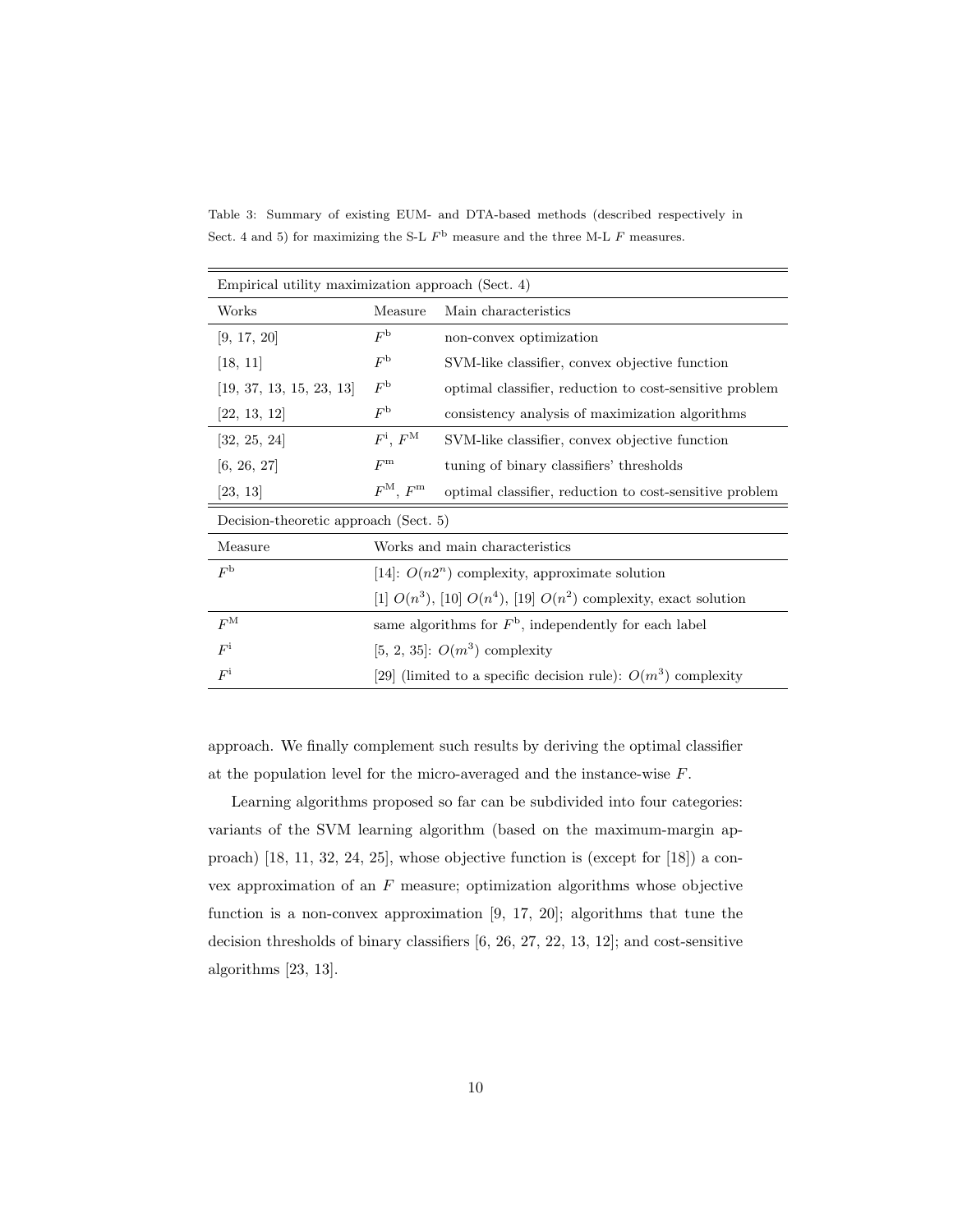Table 3: Summary of existing EUM- and DTA-based methods (described respectively in Sect. 4 and 5) for maximizing the S-L $F^{\mathrm{b}}$ measure and the three M-L $F$ measures.

| Empirical utility maximization approach (Sect. 4) | | |
|---|---|---|
| Works | Measure | Main characteristics |
| [9, 17, 20] | $F^{\mathrm{b}}$ | non-convex optimization |
| [18, 11] | $F^{\mathrm{b}}$ | SVM-like classifier, convex objective function |
| [19, 37, 13, 15, 23, 13] | $F^{\mathrm{b}}$ | optimal classifier, reduction to cost-sensitive problem |
| [22, 13, 12] | $F^{\mathrm{b}}$ | consistency analysis of maximization algorithms |
| [32, 25, 24] | $F^{\mathrm{i}}$, $F^{\mathrm{M}}$ | SVM-like classifier, convex objective function |
| [6, 26, 27] | $F^{\mathrm{m}}$ | tuning of binary classifiers' thresholds |
| [23, 13] | $F^{\mathrm{M}}$, $F^{\mathrm{m}}$ | optimal classifier, reduction to cost-sensitive problem |

| Decision-theoretic approach (Sect. 5) | |
|---|---|
| Measure | Works and main characteristics |
| $F^{\mathrm{b}}$ | [14]: $O(n2^n)$ complexity, approximate solution |
| | [1] $O(n^3)$, [10] $O(n^4)$, [19] $O(n^2)$ complexity, exact solution |
| $F^{\mathrm{M}}$ | same algorithms for $F^{\mathrm{b}}$, independently for each label |
| $F^{\mathrm{i}}$ | [5, 2, 35]: $O(m^3)$ complexity |
| $F^{\mathrm{i}}$ | [29] (limited to a specific decision rule): $O(m^3)$ complexity |

approach. We finally complement such results by deriving the optimal classifier at the population level for the micro-averaged and the instance-wise $F$.

Learning algorithms proposed so far can be subdivided into four categories: variants of the SVM learning algorithm (based on the maximum-margin approach) [18, 11, 32, 24, 25], whose objective function is (except for [18]) a convex approximation of an $F$ measure; optimization algorithms whose objective function is a non-convex approximation [9, 17, 20]; algorithms that tune the decision thresholds of binary classifiers [6, 26, 27, 22, 13, 12]; and cost-sensitive algorithms [23, 13].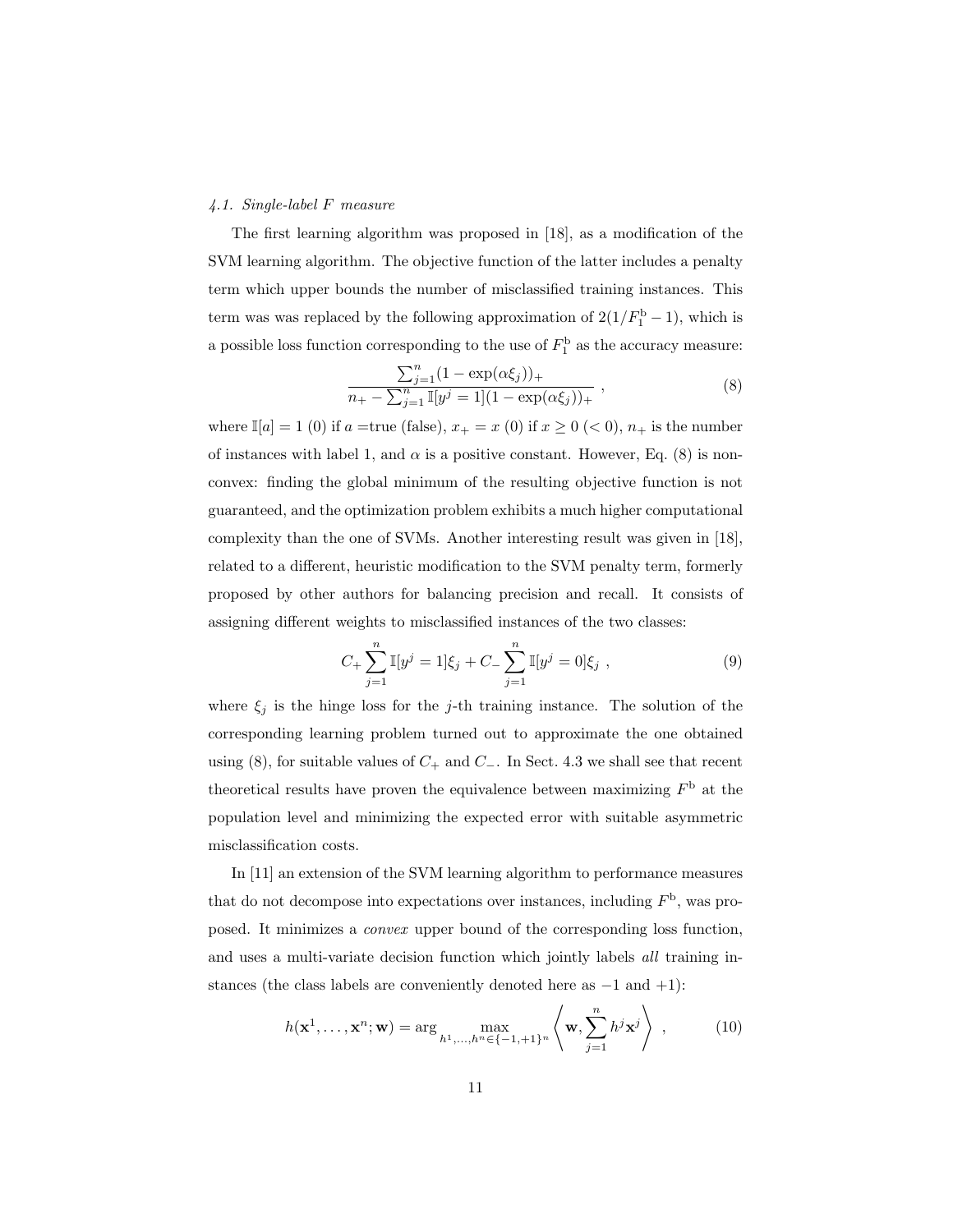### 4.1. Single-label F measure

The first learning algorithm was proposed in [18], as a modification of the SVM learning algorithm. The objective function of the latter includes a penalty term which upper bounds the number of misclassified training instances. This term was was replaced by the following approximation of $2(1/F_1^{\mathrm{b}} - 1)$, which is a possible loss function corresponding to the use of $F_1^{\mathrm{b}}$ as the accuracy measure:

$$\frac{\sum_{j=1}^{n}(1 - \exp(\alpha\xi_j))_+}{n_+ - \sum_{j=1}^{n}\mathbb{I}[y^j = 1](1 - \exp(\alpha\xi_j))_+} \ , \tag{8}$$

where $\mathbb{I}[a] = 1$ (0) if $a =$true (false), $x_+ = x$ (0) if $x \geq 0$ ($< 0$), $n_+$ is the number of instances with label 1, and $\alpha$ is a positive constant. However, Eq. (8) is non-convex: finding the global minimum of the resulting objective function is not guaranteed, and the optimization problem exhibits a much higher computational complexity than the one of SVMs. Another interesting result was given in [18], related to a different, heuristic modification to the SVM penalty term, formerly proposed by other authors for balancing precision and recall. It consists of assigning different weights to misclassified instances of the two classes:

$$C_+\sum_{j=1}^{n}\mathbb{I}[y^j = 1]\xi_j + C_-\sum_{j=1}^{n}\mathbb{I}[y^j = 0]\xi_j \ , \tag{9}$$

where $\xi_j$ is the hinge loss for the $j$-th training instance. The solution of the corresponding learning problem turned out to approximate the one obtained using (8), for suitable values of $C_+$ and $C_-$. In Sect. 4.3 we shall see that recent theoretical results have proven the equivalence between maximizing $F^{\mathrm{b}}$ at the population level and minimizing the expected error with suitable asymmetric misclassification costs.

In [11] an extension of the SVM learning algorithm to performance measures that do not decompose into expectations over instances, including $F^{\mathrm{b}}$, was proposed. It minimizes a *convex* upper bound of the corresponding loss function, and uses a multi-variate decision function which jointly labels *all* training instances (the class labels are conveniently denoted here as $-1$ and $+1$):

$$h(\mathbf{x}^1, \ldots, \mathbf{x}^n; \mathbf{w}) = \arg\max_{h^1,\ldots,h^n \in \{-1,+1\}^n} \left\langle \mathbf{w}, \sum_{j=1}^{n} h^j \mathbf{x}^j \right\rangle \ , \tag{10}$$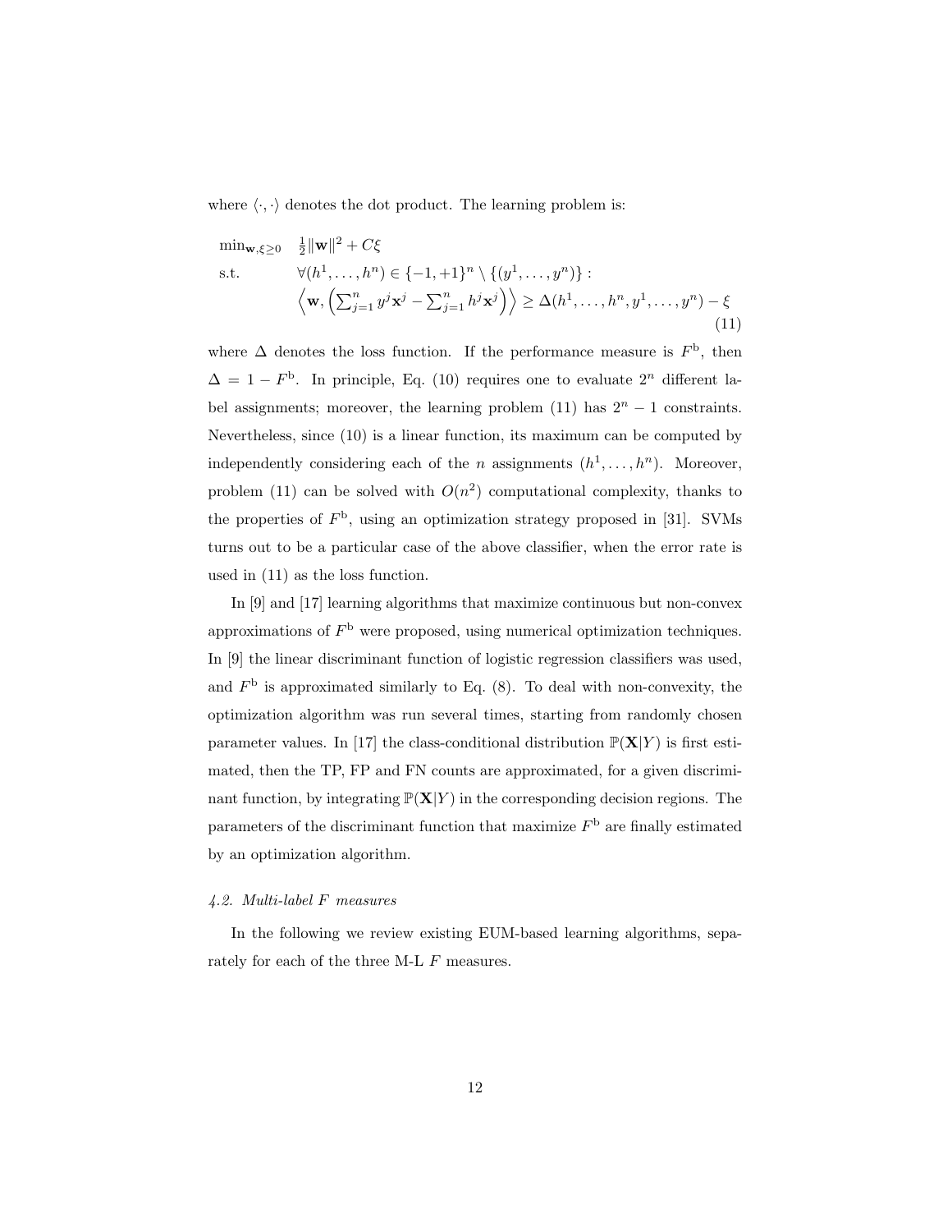where $\langle \cdot, \cdot \rangle$ denotes the dot product. The learning problem is:

$$
\begin{array}{ll}
\min_{\mathbf{w}, \xi \geq 0} & \frac{1}{2}\|\mathbf{w}\|^2 + C\xi \\
\text{s.t.} & \forall (h^1, \ldots, h^n) \in \{-1, +1\}^n \setminus \{(y^1, \ldots, y^n)\} : \\
& \left\langle \mathbf{w}, \left( \sum_{j=1}^n y^j \mathbf{x}^j - \sum_{j=1}^n h^j \mathbf{x}^j \right) \right\rangle \geq \Delta(h^1, \ldots, h^n, y^1, \ldots, y^n) - \xi
\end{array}
\tag{11}
$$

where $\Delta$ denotes the loss function. If the performance measure is $F^{\mathrm{b}}$, then $\Delta = 1 - F^{\mathrm{b}}$. In principle, Eq. (10) requires one to evaluate $2^n$ different label assignments; moreover, the learning problem (11) has $2^n - 1$ constraints. Nevertheless, since (10) is a linear function, its maximum can be computed by independently considering each of the $n$ assignments $(h^1, \ldots, h^n)$. Moreover, problem (11) can be solved with $O(n^2)$ computational complexity, thanks to the properties of $F^{\mathrm{b}}$, using an optimization strategy proposed in [31]. SVMs turns out to be a particular case of the above classifier, when the error rate is used in (11) as the loss function.

In [9] and [17] learning algorithms that maximize continuous but non-convex approximations of $F^{\mathrm{b}}$ were proposed, using numerical optimization techniques. In [9] the linear discriminant function of logistic regression classifiers was used, and $F^{\mathrm{b}}$ is approximated similarly to Eq. (8). To deal with non-convexity, the optimization algorithm was run several times, starting from randomly chosen parameter values. In [17] the class-conditional distribution $\mathbb{P}(\mathbf{X}|Y)$ is first estimated, then the TP, FP and FN counts are approximated, for a given discriminant function, by integrating $\mathbb{P}(\mathbf{X}|Y)$ in the corresponding decision regions. The parameters of the discriminant function that maximize $F^{\mathrm{b}}$ are finally estimated by an optimization algorithm.

### *4.2. Multi-label F measures*

In the following we review existing EUM-based learning algorithms, separately for each of the three M-L $F$ measures.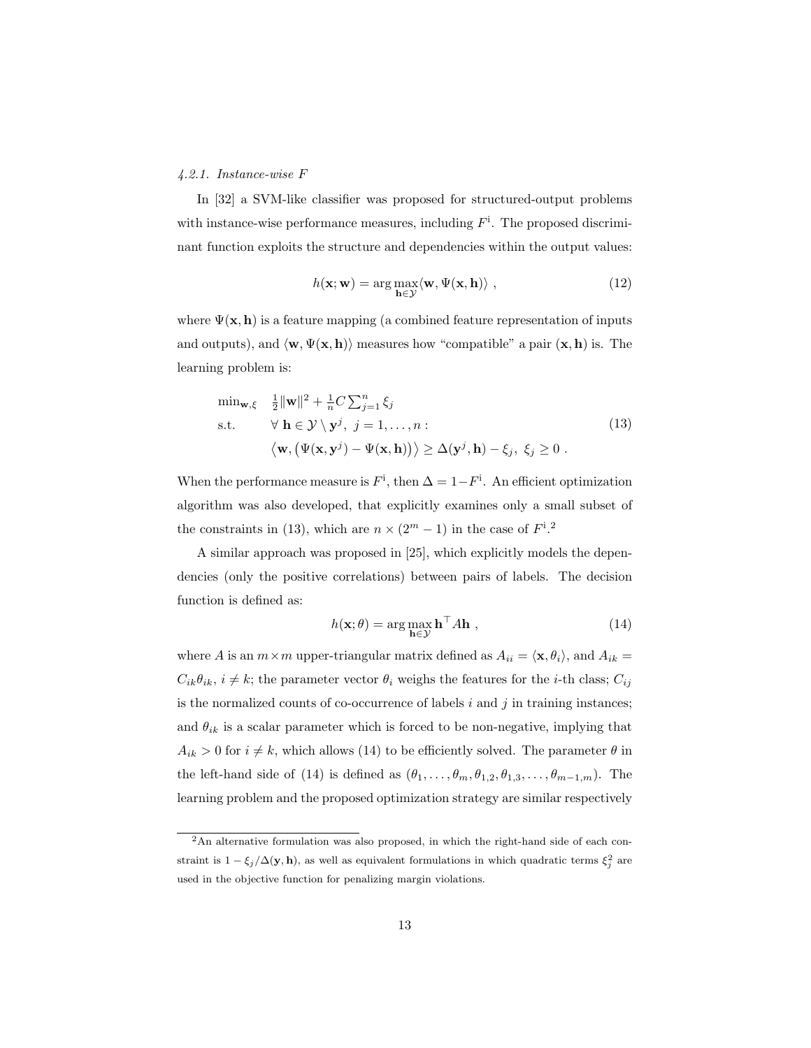#### 4.2.1. Instance-wise $F$

In [32] a SVM-like classifier was proposed for structured-output problems with instance-wise performance measures, including $F^{\mathrm{i}}$. The proposed discriminant function exploits the structure and dependencies within the output values:

$$h(\mathbf{x}; \mathbf{w}) = \arg\max_{\mathbf{h} \in \mathcal{Y}} \langle \mathbf{w}, \Psi(\mathbf{x}, \mathbf{h}) \rangle \ , \tag{12}$$

where $\Psi(\mathbf{x}, \mathbf{h})$ is a feature mapping (a combined feature representation of inputs and outputs), and $\langle \mathbf{w}, \Psi(\mathbf{x}, \mathbf{h}) \rangle$ measures how "compatible" a pair $(\mathbf{x}, \mathbf{h})$ is. The learning problem is:

$$\begin{aligned} \min_{\mathbf{w}, \xi} \quad & \tfrac{1}{2}\|\mathbf{w}\|^2 + \tfrac{1}{n} C \textstyle\sum_{j=1}^{n} \xi_j \\ \text{s.t.} \quad & \forall \ \mathbf{h} \in \mathcal{Y} \setminus \mathbf{y}^j, \ j = 1, \ldots, n : \\ & \left\langle \mathbf{w}, \left( \Psi(\mathbf{x}, \mathbf{y}^j) - \Psi(\mathbf{x}, \mathbf{h}) \right) \right\rangle \geq \Delta(\mathbf{y}^j, \mathbf{h}) - \xi_j, \ \xi_j \geq 0 \ . \end{aligned} \tag{13}$$

When the performance measure is $F^{\mathrm{i}}$, then $\Delta = 1 - F^{\mathrm{i}}$. An efficient optimization algorithm was also developed, that explicitly examines only a small subset of the constraints in (13), which are $n \times (2^m - 1)$ in the case of $F^{\mathrm{i}}$.[2]

A similar approach was proposed in [25], which explicitly models the dependencies (only the positive correlations) between pairs of labels. The decision function is defined as:

$$h(\mathbf{x}; \theta) = \arg\max_{\mathbf{h} \in \mathcal{Y}} \mathbf{h}^\top A \mathbf{h} \ , \tag{14}$$

where $A$ is an $m \times m$ upper-triangular matrix defined as $A_{ii} = \langle \mathbf{x}, \theta_i \rangle$, and $A_{ik} = C_{ik}\theta_{ik}$, $i \neq k$; the parameter vector $\theta_i$ weighs the features for the $i$-th class; $C_{ij}$ is the normalized counts of co-occurrence of labels $i$ and $j$ in training instances; and $\theta_{ik}$ is a scalar parameter which is forced to be non-negative, implying that $A_{ik} > 0$ for $i \neq k$, which allows (14) to be efficiently solved. The parameter $\theta$ in the left-hand side of (14) is defined as $(\theta_1, \ldots, \theta_m, \theta_{1,2}, \theta_{1,3}, \ldots, \theta_{m-1,m})$. The learning problem and the proposed optimization strategy are similar respectively

---

[2] An alternative formulation was also proposed, in which the right-hand side of each constraint is $1 - \xi_j / \Delta(\mathbf{y}, \mathbf{h})$, as well as equivalent formulations in which quadratic terms $\xi_j^2$ are used in the objective function for penalizing margin violations.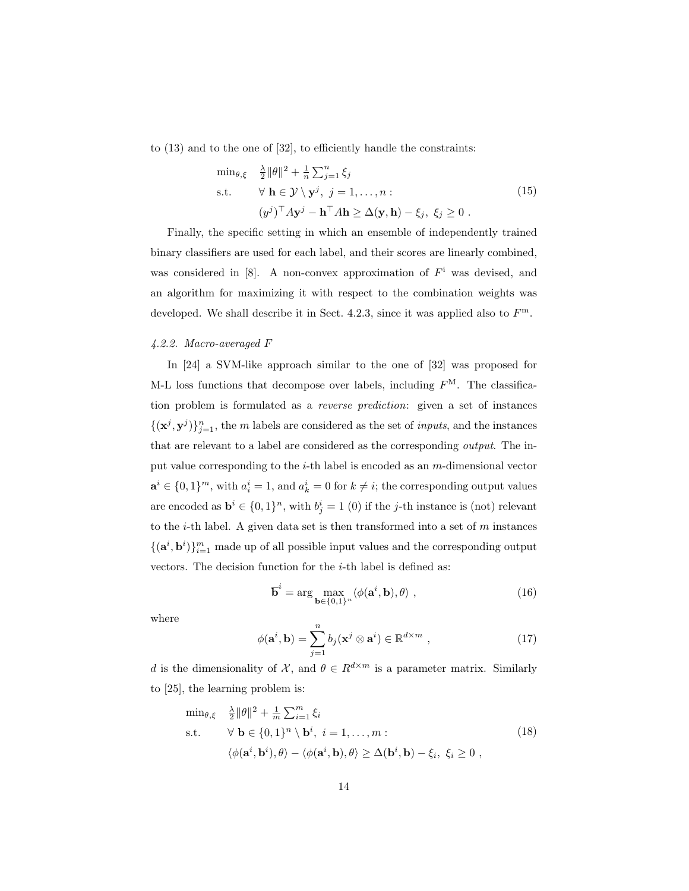to (13) and to the one of [32], to efficiently handle the constraints:

$$
\begin{array}{ll}
\min_{\theta,\xi} & \frac{\lambda}{2}\|\theta\|^2 + \frac{1}{n}\sum_{j=1}^{n}\xi_j \\
\text{s.t.} & \forall\ \mathbf{h} \in \mathcal{Y} \setminus \mathbf{y}^j,\ j = 1, \ldots, n : \\
& (y^j)^\top A \mathbf{y}^j - \mathbf{h}^\top A \mathbf{h} \geq \Delta(\mathbf{y}, \mathbf{h}) - \xi_j,\ \xi_j \geq 0 \ .
\end{array}
\tag{15}
$$

Finally, the specific setting in which an ensemble of independently trained binary classifiers are used for each label, and their scores are linearly combined, was considered in [8]. A non-convex approximation of $F^{\mathrm{i}}$ was devised, and an algorithm for maximizing it with respect to the combination weights was developed. We shall describe it in Sect. 4.2.3, since it was applied also to $F^{\mathrm{m}}$.

#### *4.2.2. Macro-averaged F*

In [24] a SVM-like approach similar to the one of [32] was proposed for M-L loss functions that decompose over labels, including $F^{\mathrm{M}}$. The classification problem is formulated as a *reverse prediction*: given a set of instances $\{(\mathbf{x}^j, \mathbf{y}^j)\}_{j=1}^n$, the $m$ labels are considered as the set of *inputs*, and the instances that are relevant to a label are considered as the corresponding *output*. The input value corresponding to the $i$-th label is encoded as an $m$-dimensional vector $\mathbf{a}^i \in \{0,1\}^m$, with $a^i_i = 1$, and $a^i_k = 0$ for $k \neq i$; the corresponding output values are encoded as $\mathbf{b}^i \in \{0,1\}^n$, with $b^i_j = 1$ (0) if the $j$-th instance is (not) relevant to the $i$-th label. A given data set is then transformed into a set of $m$ instances $\{(\mathbf{a}^i, \mathbf{b}^i)\}_{i=1}^m$ made up of all possible input values and the corresponding output vectors. The decision function for the $i$-th label is defined as:

$$
\overline{\mathbf{b}}^i = \arg\max_{\mathbf{b} \in \{0,1\}^n} \langle \phi(\mathbf{a}^i, \mathbf{b}), \theta \rangle \ ,
\tag{16}
$$

where

$$
\phi(\mathbf{a}^i, \mathbf{b}) = \sum_{j=1}^{n} b_j (\mathbf{x}^j \otimes \mathbf{a}^i) \in \mathbb{R}^{d \times m} \ ,
\tag{17}
$$

$d$ is the dimensionality of $\mathcal{X}$, and $\theta \in R^{d \times m}$ is a parameter matrix. Similarly to [25], the learning problem is:

$$
\begin{array}{ll}
\min_{\theta,\xi} & \frac{\lambda}{2}\|\theta\|^2 + \frac{1}{m}\sum_{i=1}^{m}\xi_i \\
\text{s.t.} & \forall\ \mathbf{b} \in \{0,1\}^n \setminus \mathbf{b}^i,\ i = 1, \ldots, m : \\
& \langle \phi(\mathbf{a}^i, \mathbf{b}^i), \theta \rangle - \langle \phi(\mathbf{a}^i, \mathbf{b}), \theta \rangle \geq \Delta(\mathbf{b}^i, \mathbf{b}) - \xi_i,\ \xi_i \geq 0 \ ,
\end{array}
\tag{18}
$$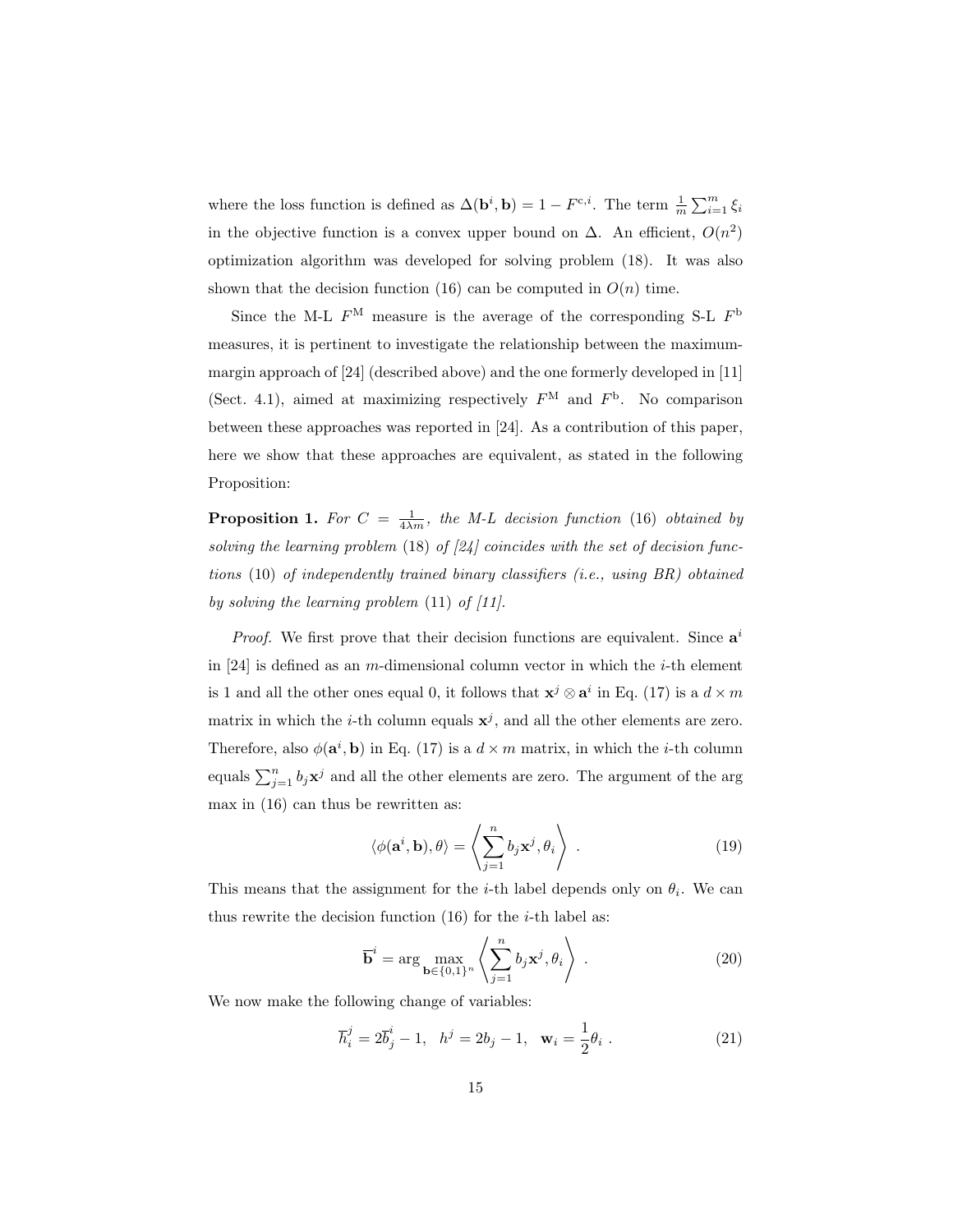where the loss function is defined as $\Delta(\mathbf{b}^i, \mathbf{b}) = 1 - F^{\mathrm{c},i}$. The term $\frac{1}{m}\sum_{i=1}^{m} \xi_i$ in the objective function is a convex upper bound on $\Delta$. An efficient, $O(n^2)$ optimization algorithm was developed for solving problem (18). It was also shown that the decision function (16) can be computed in $O(n)$ time.

Since the M-L $F^{\mathrm{M}}$ measure is the average of the corresponding S-L $F^{\mathrm{b}}$ measures, it is pertinent to investigate the relationship between the maximum-margin approach of [24] (described above) and the one formerly developed in [11] (Sect. 4.1), aimed at maximizing respectively $F^{\mathrm{M}}$ and $F^{\mathrm{b}}$. No comparison between these approaches was reported in [24]. As a contribution of this paper, here we show that these approaches are equivalent, as stated in the following Proposition:

**Proposition 1.** *For $C = \frac{1}{4\lambda m}$, the M-L decision function* (16) *obtained by solving the learning problem* (18) *of [24] coincides with the set of decision functions* (10) *of independently trained binary classifiers (i.e., using BR) obtained by solving the learning problem* (11) *of [11].*

*Proof.* We first prove that their decision functions are equivalent. Since $\mathbf{a}^i$ in [24] is defined as an $m$-dimensional column vector in which the $i$-th element is 1 and all the other ones equal 0, it follows that $\mathbf{x}^j \otimes \mathbf{a}^i$ in Eq. (17) is a $d \times m$ matrix in which the $i$-th column equals $\mathbf{x}^j$, and all the other elements are zero. Therefore, also $\phi(\mathbf{a}^i, \mathbf{b})$ in Eq. (17) is a $d \times m$ matrix, in which the $i$-th column equals $\sum_{j=1}^{n} b_j \mathbf{x}^j$ and all the other elements are zero. The argument of the arg max in (16) can thus be rewritten as:

$$\langle \phi(\mathbf{a}^i, \mathbf{b}), \theta \rangle = \left\langle \sum_{j=1}^{n} b_j \mathbf{x}^j, \theta_i \right\rangle \ . \tag{19}$$

This means that the assignment for the $i$-th label depends only on $\theta_i$. We can thus rewrite the decision function (16) for the $i$-th label as:

$$\overline{\mathbf{b}}^i = \arg \max_{\mathbf{b} \in \{0,1\}^n} \left\langle \sum_{j=1}^{n} b_j \mathbf{x}^j, \theta_i \right\rangle \ . \tag{20}$$

We now make the following change of variables:

$$\overline{h}_i^j = 2\overline{b}_j^i - 1, \quad h^j = 2b_j - 1, \quad \mathbf{w}_i = \frac{1}{2}\theta_i \ . \tag{21}$$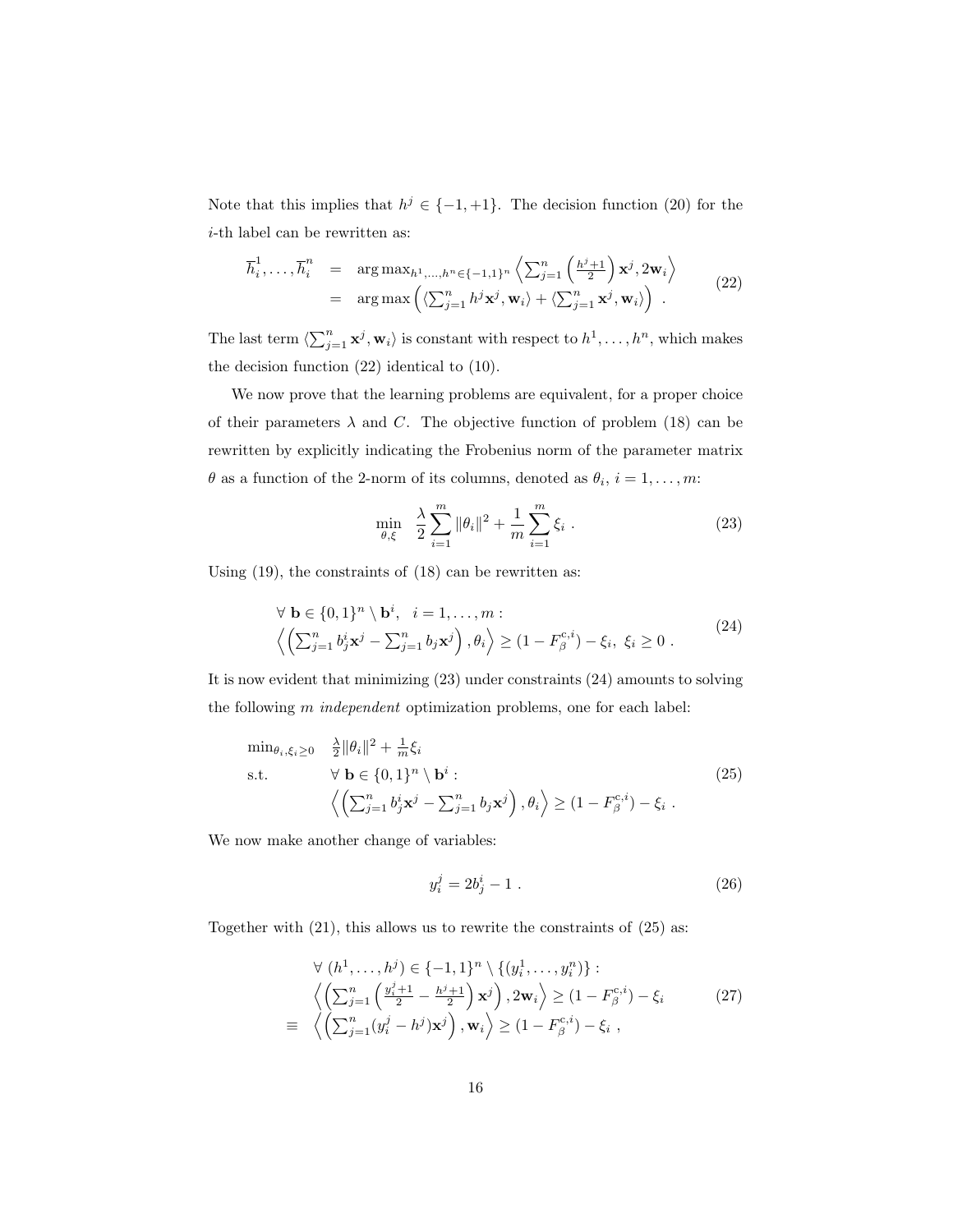Note that this implies that $h^j \in \{-1, +1\}$. The decision function (20) for the $i$-th label can be rewritten as:

$$
\begin{aligned}
\overline{h}_i^1, \ldots, \overline{h}_i^n &= \arg\max_{h^1,\ldots,h^n \in \{-1,1\}^n} \left\langle \sum_{j=1}^n \left(\frac{h^j+1}{2}\right) \mathbf{x}^j, 2\mathbf{w}_i \right\rangle \\
&= \arg\max \left( \langle \sum_{j=1}^n h^j \mathbf{x}^j, \mathbf{w}_i \rangle + \langle \sum_{j=1}^n \mathbf{x}^j, \mathbf{w}_i \rangle \right) \ .
\end{aligned}
\tag{22}
$$

The last term $\langle \sum_{j=1}^n \mathbf{x}^j, \mathbf{w}_i \rangle$ is constant with respect to $h^1, \ldots, h^n$, which makes the decision function (22) identical to (10).

We now prove that the learning problems are equivalent, for a proper choice of their parameters $\lambda$ and $C$. The objective function of problem (18) can be rewritten by explicitly indicating the Frobenius norm of the parameter matrix $\theta$ as a function of the 2-norm of its columns, denoted as $\theta_i$, $i = 1, \ldots, m$:

$$
\min_{\theta, \xi} \quad \frac{\lambda}{2} \sum_{i=1}^m \|\theta_i\|^2 + \frac{1}{m} \sum_{i=1}^m \xi_i \ . \tag{23}
$$

Using (19), the constraints of (18) can be rewritten as:

$$
\begin{aligned}
&\forall \ \mathbf{b} \in \{0,1\}^n \setminus \mathbf{b}^i, \quad i = 1, \ldots, m : \\
&\left\langle \left( \sum_{j=1}^n b_j^i \mathbf{x}^j - \sum_{j=1}^n b_j \mathbf{x}^j \right), \theta_i \right\rangle \geq (1 - F_\beta^{c,i}) - \xi_i, \ \xi_i \geq 0 \ .
\end{aligned}
\tag{24}
$$

It is now evident that minimizing (23) under constraints (24) amounts to solving the following $m$ *independent* optimization problems, one for each label:

$$
\begin{aligned}
\min_{\theta_i, \xi_i \geq 0} \quad & \frac{\lambda}{2} \|\theta_i\|^2 + \frac{1}{m} \xi_i \\
\text{s.t.} \quad & \forall \ \mathbf{b} \in \{0,1\}^n \setminus \mathbf{b}^i : \\
& \left\langle \left( \sum_{j=1}^n b_j^i \mathbf{x}^j - \sum_{j=1}^n b_j \mathbf{x}^j \right), \theta_i \right\rangle \geq (1 - F_\beta^{c,i}) - \xi_i \ .
\end{aligned}
\tag{25}
$$

We now make another change of variables:

$$
y_i^j = 2b_j^i - 1 \ . \tag{26}
$$

Together with (21), this allows us to rewrite the constraints of (25) as:

$$
\begin{aligned}
&\forall \ (h^1, \ldots, h^j) \in \{-1,1\}^n \setminus \{(y_i^1, \ldots, y_i^n)\} : \\
&\left\langle \left( \sum_{j=1}^n \left( \frac{y_i^j+1}{2} - \frac{h^j+1}{2} \right) \mathbf{x}^j \right), 2\mathbf{w}_i \right\rangle \geq (1 - F_\beta^{c,i}) - \xi_i \\
\equiv \ &\left\langle \left( \sum_{j=1}^n (y_i^j - h^j) \mathbf{x}^j \right), \mathbf{w}_i \right\rangle \geq (1 - F_\beta^{c,i}) - \xi_i \ ,
\end{aligned}
\tag{27}
$$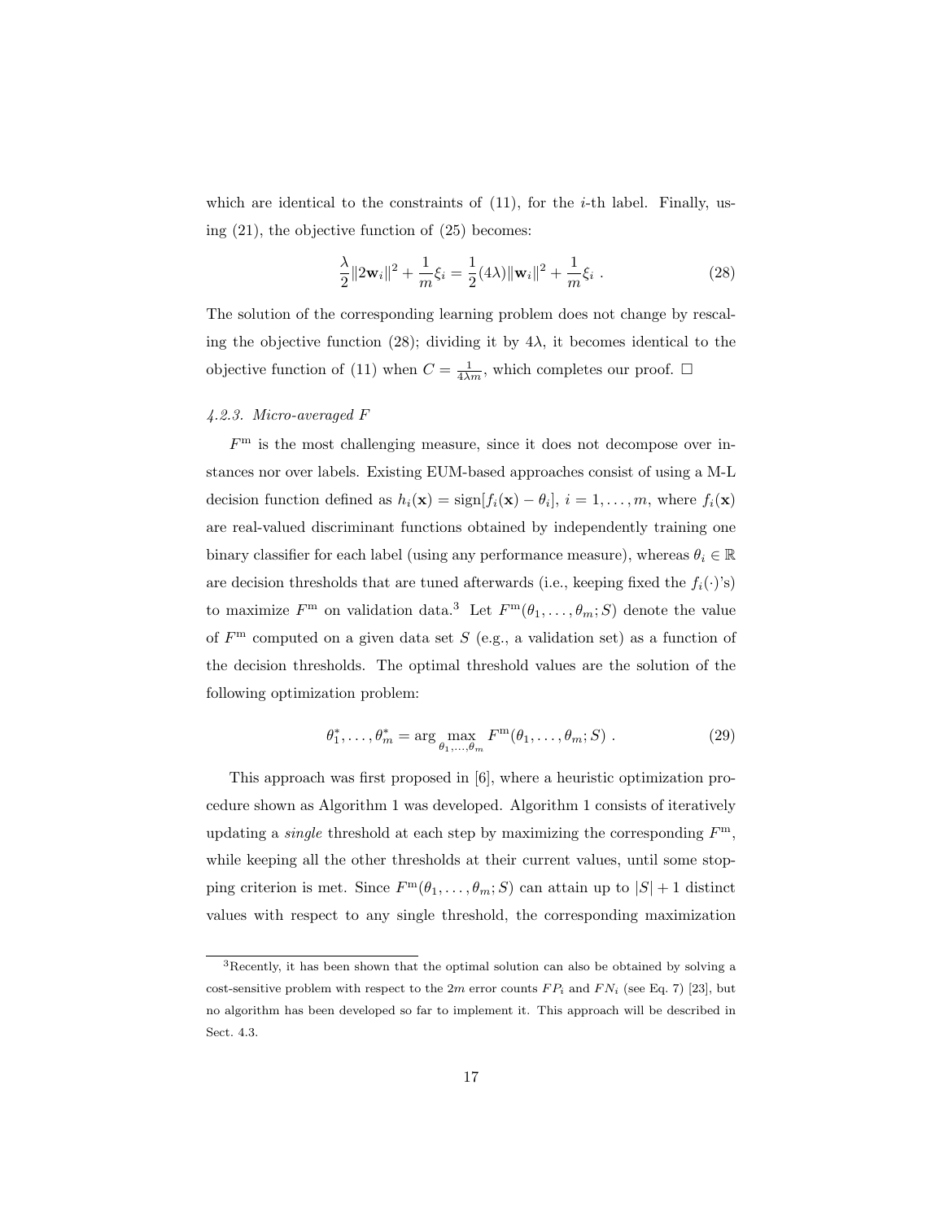which are identical to the constraints of (11), for the $i$-th label. Finally, using (21), the objective function of (25) becomes:

$$\frac{\lambda}{2}\|2\mathbf{w}_i\|^2 + \frac{1}{m}\xi_i = \frac{1}{2}(4\lambda)\|\mathbf{w}_i\|^2 + \frac{1}{m}\xi_i \ . \tag{28}$$

The solution of the corresponding learning problem does not change by rescaling the objective function (28); dividing it by $4\lambda$, it becomes identical to the objective function of (11) when $C = \frac{1}{4\lambda m}$, which completes our proof. □

#### *4.2.3. Micro-averaged F*

$F^{\mathrm{m}}$ is the most challenging measure, since it does not decompose over instances nor over labels. Existing EUM-based approaches consist of using a M-L decision function defined as $h_i(\mathbf{x}) = \mathrm{sign}[f_i(\mathbf{x}) - \theta_i]$, $i = 1, \ldots, m$, where $f_i(\mathbf{x})$ are real-valued discriminant functions obtained by independently training one binary classifier for each label (using any performance measure), whereas $\theta_i \in \mathbb{R}$ are decision thresholds that are tuned afterwards (i.e., keeping fixed the $f_i(\cdot)$'s) to maximize $F^{\mathrm{m}}$ on validation data.[3] Let $F^{\mathrm{m}}(\theta_1, \ldots, \theta_m; S)$ denote the value of $F^{\mathrm{m}}$ computed on a given data set $S$ (e.g., a validation set) as a function of the decision thresholds. The optimal threshold values are the solution of the following optimization problem:

$$\theta_1^*, \ldots, \theta_m^* = \arg\max_{\theta_1, \ldots, \theta_m} F^{\mathrm{m}}(\theta_1, \ldots, \theta_m; S) \ . \tag{29}$$

This approach was first proposed in [6], where a heuristic optimization procedure shown as Algorithm 1 was developed. Algorithm 1 consists of iteratively updating a *single* threshold at each step by maximizing the corresponding $F^{\mathrm{m}}$, while keeping all the other thresholds at their current values, until some stopping criterion is met. Since $F^{\mathrm{m}}(\theta_1, \ldots, \theta_m; S)$ can attain up to $|S| + 1$ distinct values with respect to any single threshold, the corresponding maximization

[3] Recently, it has been shown that the optimal solution can also be obtained by solving a cost-sensitive problem with respect to the $2m$ error counts $FP_i$ and $FN_i$ (see Eq. 7) [23], but no algorithm has been developed so far to implement it. This approach will be described in Sect. 4.3.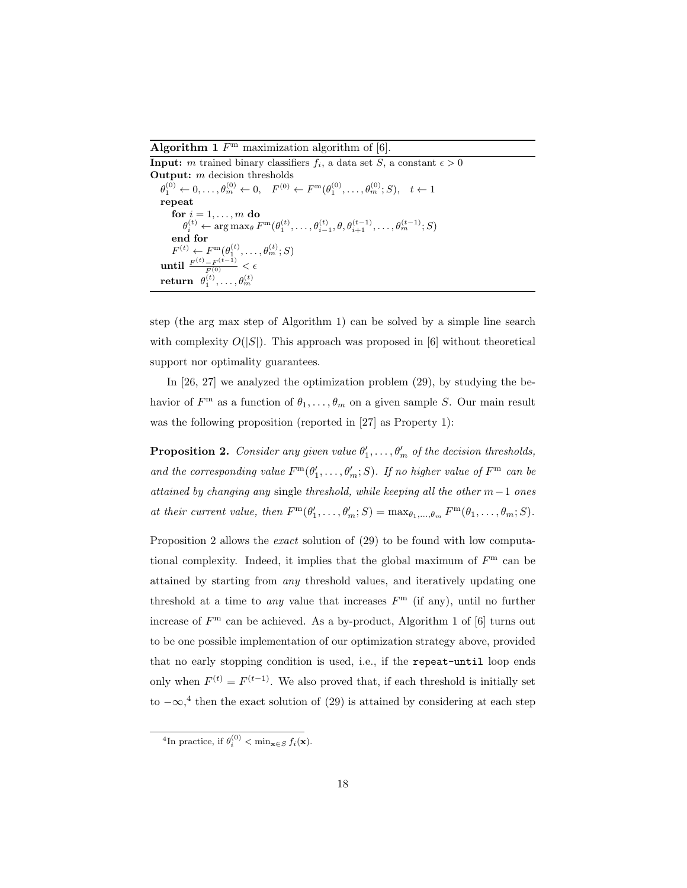**Algorithm 1** $F^{\mathrm{m}}$ maximization algorithm of [6].

**Input:** $m$ trained binary classifiers $f_i$, a data set $S$, a constant $\epsilon > 0$
**Output:** $m$ decision thresholds

$\theta_1^{(0)} \leftarrow 0, \ldots, \theta_m^{(0)} \leftarrow 0, \quad F^{(0)} \leftarrow F^{\mathrm{m}}(\theta_1^{(0)}, \ldots, \theta_m^{(0)}; S), \quad t \leftarrow 1$
**repeat**
  **for** $i = 1, \ldots, m$ **do**
    $\theta_i^{(t)} \leftarrow \arg\max_\theta F^{\mathrm{m}}(\theta_1^{(t)}, \ldots, \theta_{i-1}^{(t)}, \theta, \theta_{i+1}^{(t-1)}, \ldots, \theta_m^{(t-1)}; S)$
  **end for**
  $F^{(t)} \leftarrow F^{\mathrm{m}}(\theta_1^{(t)}, \ldots, \theta_m^{(t)}; S)$
**until** $\frac{F^{(t)} - F^{(t-1)}}{F^{(0)}} < \epsilon$
**return** $\theta_1^{(t)}, \ldots, \theta_m^{(t)}$

step (the arg max step of Algorithm 1) can be solved by a simple line search with complexity $O(|S|)$. This approach was proposed in [6] without theoretical support nor optimality guarantees.

In [26, 27] we analyzed the optimization problem (29), by studying the behavior of $F^{\mathrm{m}}$ as a function of $\theta_1, \ldots, \theta_m$ on a given sample $S$. Our main result was the following proposition (reported in [27] as Property 1):

**Proposition 2.** *Consider any given value $\theta'_1, \ldots, \theta'_m$ of the decision thresholds, and the corresponding value $F^{\mathrm{m}}(\theta'_1, \ldots, \theta'_m; S)$. If no higher value of $F^{\mathrm{m}}$ can be attained by changing* any single *threshold, while keeping all the other $m-1$ ones at their current value, then $F^{\mathrm{m}}(\theta'_1, \ldots, \theta'_m; S) = \max_{\theta_1,\ldots,\theta_m} F^{\mathrm{m}}(\theta_1, \ldots, \theta_m; S)$.*

Proposition 2 allows the *exact* solution of (29) to be found with low computational complexity. Indeed, it implies that the global maximum of $F^{\mathrm{m}}$ can be attained by starting from *any* threshold values, and iteratively updating one threshold at a time to *any* value that increases $F^{\mathrm{m}}$ (if any), until no further increase of $F^{\mathrm{m}}$ can be achieved. As a by-product, Algorithm 1 of [6] turns out to be one possible implementation of our optimization strategy above, provided that no early stopping condition is used, i.e., if the `repeat-until` loop ends only when $F^{(t)} = F^{(t-1)}$. We also proved that, if each threshold is initially set to $-\infty$,[4] then the exact solution of (29) is attained by considering at each step

[4] In practice, if $\theta_i^{(0)} < \min_{\mathbf{x} \in S} f_i(\mathbf{x})$.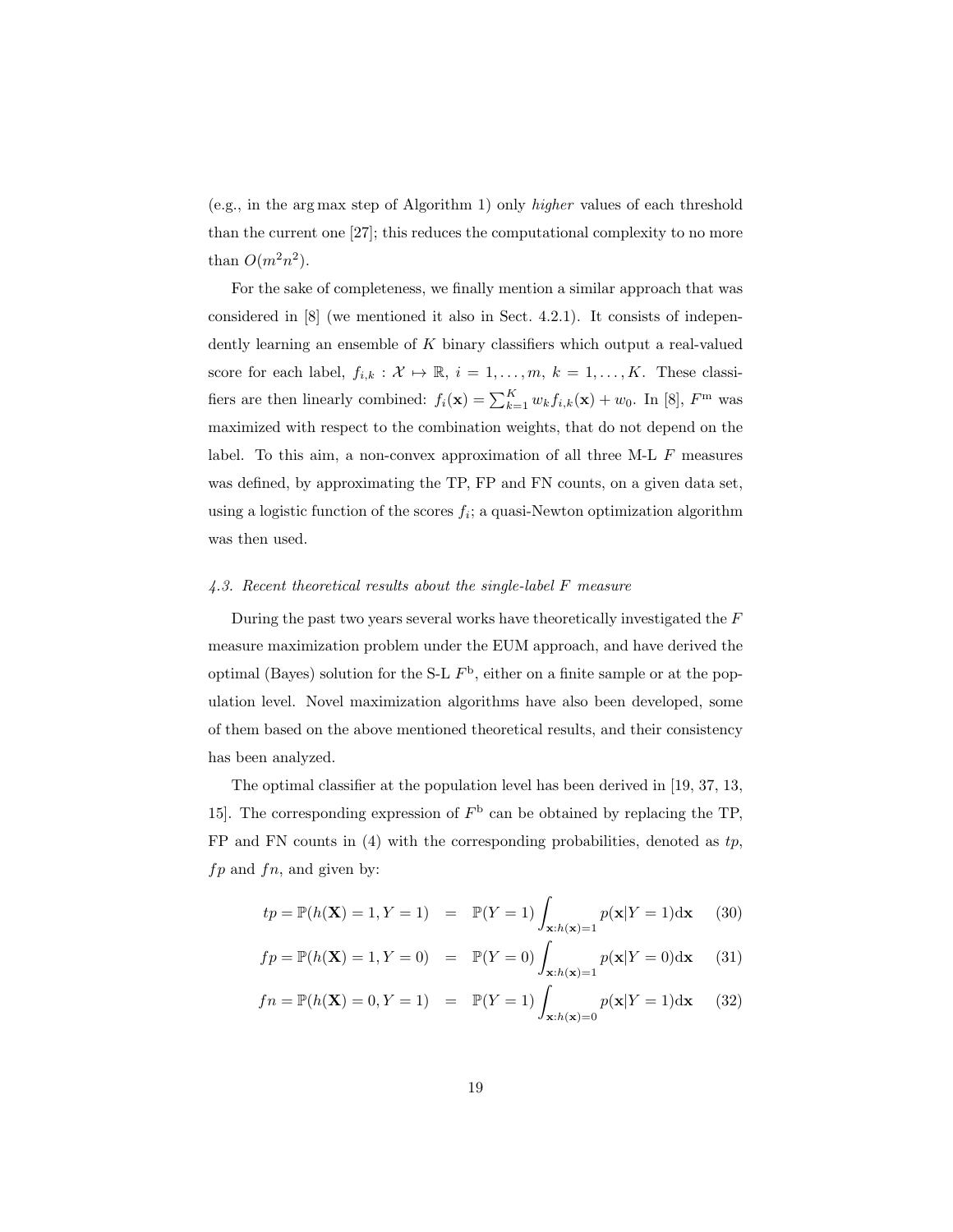(e.g., in the arg max step of Algorithm 1) only *higher* values of each threshold than the current one [27]; this reduces the computational complexity to no more than $O(m^2 n^2)$.

For the sake of completeness, we finally mention a similar approach that was considered in [8] (we mentioned it also in Sect. 4.2.1). It consists of independently learning an ensemble of $K$ binary classifiers which output a real-valued score for each label, $f_{i,k} : \mathcal{X} \mapsto \mathbb{R}$, $i = 1, \ldots, m$, $k = 1, \ldots, K$. These classifiers are then linearly combined: $f_i(\mathbf{x}) = \sum_{k=1}^{K} w_k f_{i,k}(\mathbf{x}) + w_0$. In [8], $F^{\mathrm{m}}$ was maximized with respect to the combination weights, that do not depend on the label. To this aim, a non-convex approximation of all three M-L $F$ measures was defined, by approximating the TP, FP and FN counts, on a given data set, using a logistic function of the scores $f_i$; a quasi-Newton optimization algorithm was then used.

### *4.3. Recent theoretical results about the single-label F measure*

During the past two years several works have theoretically investigated the $F$ measure maximization problem under the EUM approach, and have derived the optimal (Bayes) solution for the S-L $F^{\mathrm{b}}$, either on a finite sample or at the population level. Novel maximization algorithms have also been developed, some of them based on the above mentioned theoretical results, and their consistency has been analyzed.

The optimal classifier at the population level has been derived in [19, 37, 13, 15]. The corresponding expression of $F^{\mathrm{b}}$ can be obtained by replacing the TP, FP and FN counts in (4) with the corresponding probabilities, denoted as $tp$, $fp$ and $fn$, and given by:

$$tp = \mathbb{P}(h(\mathbf{X}) = 1, Y = 1) = \mathbb{P}(Y = 1) \int_{\mathbf{x}:h(\mathbf{x})=1} p(\mathbf{x}|Y = 1)\mathrm{d}\mathbf{x} \quad (30)$$

$$fp = \mathbb{P}(h(\mathbf{X}) = 1, Y = 0) = \mathbb{P}(Y = 0) \int_{\mathbf{x}:h(\mathbf{x})=1} p(\mathbf{x}|Y = 0)\mathrm{d}\mathbf{x} \quad (31)$$

$$fn = \mathbb{P}(h(\mathbf{X}) = 0, Y = 1) = \mathbb{P}(Y = 1) \int_{\mathbf{x}:h(\mathbf{x})=0} p(\mathbf{x}|Y = 1)\mathrm{d}\mathbf{x} \quad (32)$$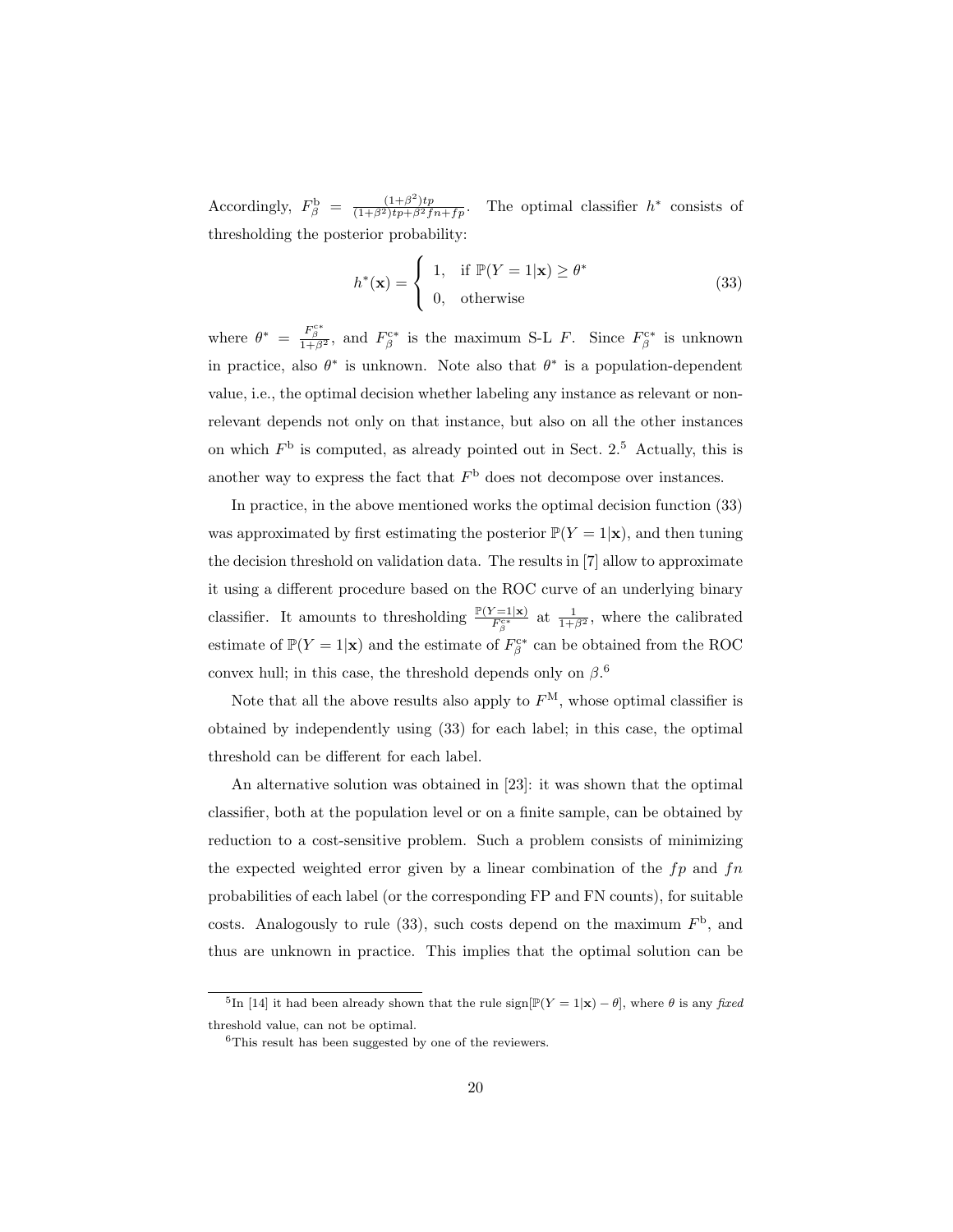Accordingly, $F_\beta^{\mathrm{b}} = \frac{(1+\beta^2)tp}{(1+\beta^2)tp+\beta^2 fn+fp}$. The optimal classifier $h^*$ consists of thresholding the posterior probability:

$$h^*(\mathbf{x}) = \begin{cases} 1, & \text{if } \mathbb{P}(Y=1|\mathbf{x}) \geq \theta^* \\ 0, & \text{otherwise} \end{cases} \tag{33}$$

where $\theta^* = \frac{F_\beta^{\mathrm{c}*}}{1+\beta^2}$, and $F_\beta^{\mathrm{c}*}$ is the maximum S-L $F$. Since $F_\beta^{\mathrm{c}*}$ is unknown in practice, also $\theta^*$ is unknown. Note also that $\theta^*$ is a population-dependent value, i.e., the optimal decision whether labeling any instance as relevant or non-relevant depends not only on that instance, but also on all the other instances on which $F^{\mathrm{b}}$ is computed, as already pointed out in Sect. 2.[5] Actually, this is another way to express the fact that $F^{\mathrm{b}}$ does not decompose over instances.

In practice, in the above mentioned works the optimal decision function (33) was approximated by first estimating the posterior $\mathbb{P}(Y=1|\mathbf{x})$, and then tuning the decision threshold on validation data. The results in [7] allow to approximate it using a different procedure based on the ROC curve of an underlying binary classifier. It amounts to thresholding $\frac{\mathbb{P}(Y=1|\mathbf{x})}{F_\beta^{\mathrm{c}*}}$ at $\frac{1}{1+\beta^2}$, where the calibrated estimate of $\mathbb{P}(Y=1|\mathbf{x})$ and the estimate of $F_\beta^{\mathrm{c}*}$ can be obtained from the ROC convex hull; in this case, the threshold depends only on $\beta$.[6]

Note that all the above results also apply to $F^{\mathrm{M}}$, whose optimal classifier is obtained by independently using (33) for each label; in this case, the optimal threshold can be different for each label.

An alternative solution was obtained in [23]: it was shown that the optimal classifier, both at the population level or on a finite sample, can be obtained by reduction to a cost-sensitive problem. Such a problem consists of minimizing the expected weighted error given by a linear combination of the $fp$ and $fn$ probabilities of each label (or the corresponding FP and FN counts), for suitable costs. Analogously to rule (33), such costs depend on the maximum $F^{\mathrm{b}}$, and thus are unknown in practice. This implies that the optimal solution can be

---

[5] In [14] it had been already shown that the rule $\mathrm{sign}[\mathbb{P}(Y=1|\mathbf{x}) - \theta]$, where $\theta$ is any *fixed* threshold value, can not be optimal.

[6] This result has been suggested by one of the reviewers.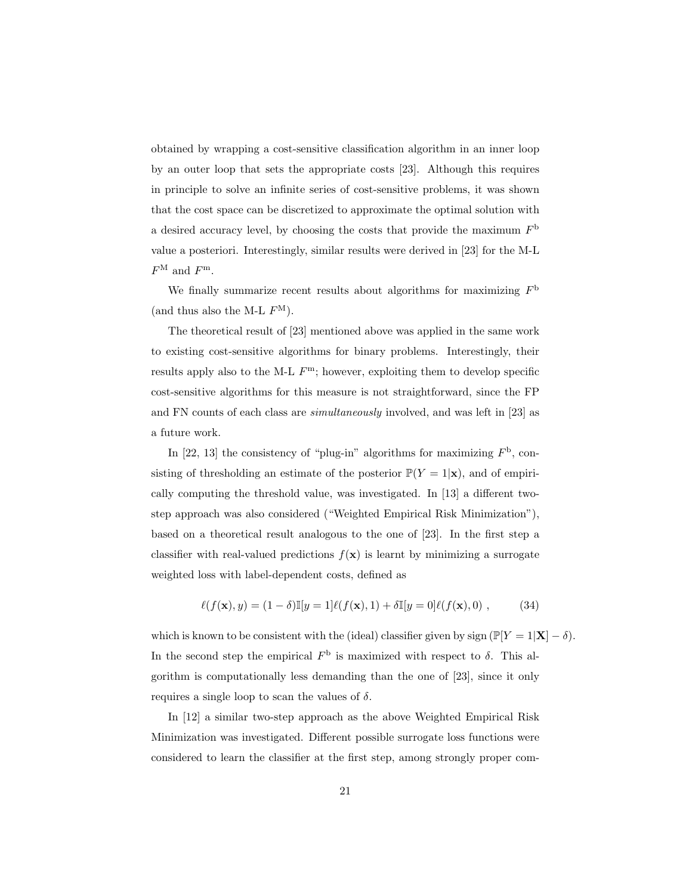obtained by wrapping a cost-sensitive classification algorithm in an inner loop by an outer loop that sets the appropriate costs [23]. Although this requires in principle to solve an infinite series of cost-sensitive problems, it was shown that the cost space can be discretized to approximate the optimal solution with a desired accuracy level, by choosing the costs that provide the maximum $F^{\mathrm{b}}$ value a posteriori. Interestingly, similar results were derived in [23] for the M-L $F^{\mathrm{M}}$ and $F^{\mathrm{m}}$.

We finally summarize recent results about algorithms for maximizing $F^{\mathrm{b}}$ (and thus also the M-L $F^{\mathrm{M}}$).

The theoretical result of [23] mentioned above was applied in the same work to existing cost-sensitive algorithms for binary problems. Interestingly, their results apply also to the M-L $F^{\mathrm{m}}$; however, exploiting them to develop specific cost-sensitive algorithms for this measure is not straightforward, since the FP and FN counts of each class are *simultaneously* involved, and was left in [23] as a future work.

In [22, 13] the consistency of "plug-in" algorithms for maximizing $F^{\mathrm{b}}$, consisting of thresholding an estimate of the posterior $\mathbb{P}(Y = 1|\mathbf{x})$, and of empirically computing the threshold value, was investigated. In [13] a different two-step approach was also considered ("Weighted Empirical Risk Minimization"), based on a theoretical result analogous to the one of [23]. In the first step a classifier with real-valued predictions $f(\mathbf{x})$ is learnt by minimizing a surrogate weighted loss with label-dependent costs, defined as

$$\ell(f(\mathbf{x}), y) = (1 - \delta)\mathbb{I}[y = 1]\ell(f(\mathbf{x}), 1) + \delta\mathbb{I}[y = 0]\ell(f(\mathbf{x}), 0) \ , \qquad (34)$$

which is known to be consistent with the (ideal) classifier given by $\mathrm{sign}\left(\mathbb{P}[Y = 1|\mathbf{X}] - \delta\right)$. In the second step the empirical $F^{\mathrm{b}}$ is maximized with respect to $\delta$. This algorithm is computationally less demanding than the one of [23], since it only requires a single loop to scan the values of $\delta$.

In [12] a similar two-step approach as the above Weighted Empirical Risk Minimization was investigated. Different possible surrogate loss functions were considered to learn the classifier at the first step, among strongly proper com-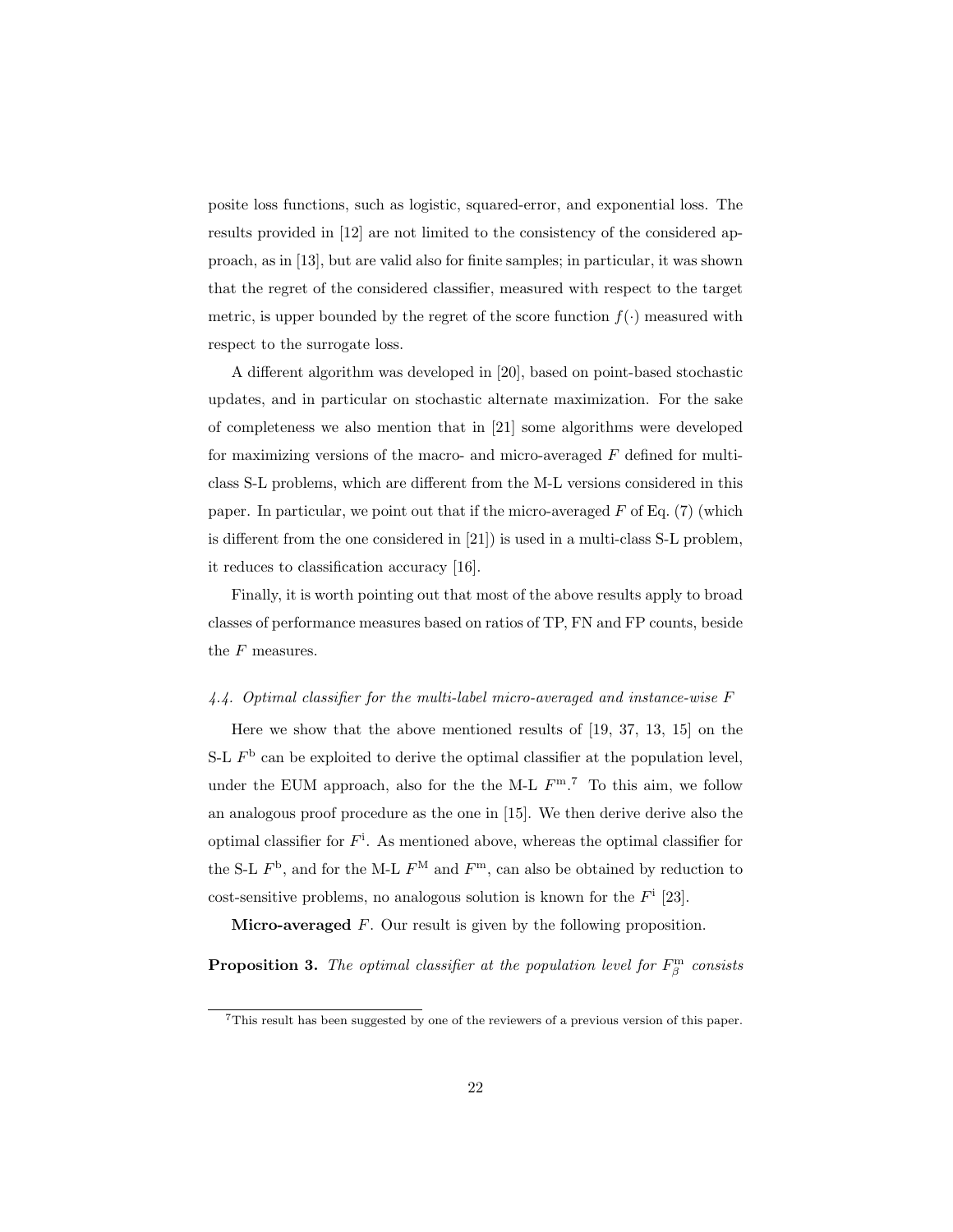posite loss functions, such as logistic, squared-error, and exponential loss. The results provided in [12] are not limited to the consistency of the considered approach, as in [13], but are valid also for finite samples; in particular, it was shown that the regret of the considered classifier, measured with respect to the target metric, is upper bounded by the regret of the score function $f(\cdot)$ measured with respect to the surrogate loss.

A different algorithm was developed in [20], based on point-based stochastic updates, and in particular on stochastic alternate maximization. For the sake of completeness we also mention that in [21] some algorithms were developed for maximizing versions of the macro- and micro-averaged $F$ defined for multi-class S-L problems, which are different from the M-L versions considered in this paper. In particular, we point out that if the micro-averaged $F$ of Eq. (7) (which is different from the one considered in [21]) is used in a multi-class S-L problem, it reduces to classification accuracy [16].

Finally, it is worth pointing out that most of the above results apply to broad classes of performance measures based on ratios of TP, FN and FP counts, beside the $F$ measures.

#### *4.4. Optimal classifier for the multi-label micro-averaged and instance-wise F*

Here we show that the above mentioned results of [19, 37, 13, 15] on the S-L $F^{\mathrm{b}}$ can be exploited to derive the optimal classifier at the population level, under the EUM approach, also for the the M-L $F^{\mathrm{m}}$.[7] To this aim, we follow an analogous proof procedure as the one in [15]. We then derive derive also the optimal classifier for $F^{\mathrm{i}}$. As mentioned above, whereas the optimal classifier for the S-L $F^{\mathrm{b}}$, and for the M-L $F^{\mathrm{M}}$ and $F^{\mathrm{m}}$, can also be obtained by reduction to cost-sensitive problems, no analogous solution is known for the $F^{\mathrm{i}}$ [23].

**Micro-averaged** $F$. Our result is given by the following proposition.

**Proposition 3.** *The optimal classifier at the population level for* $F^{\mathrm{m}}_{\beta}$ *consists*

[7] This result has been suggested by one of the reviewers of a previous version of this paper.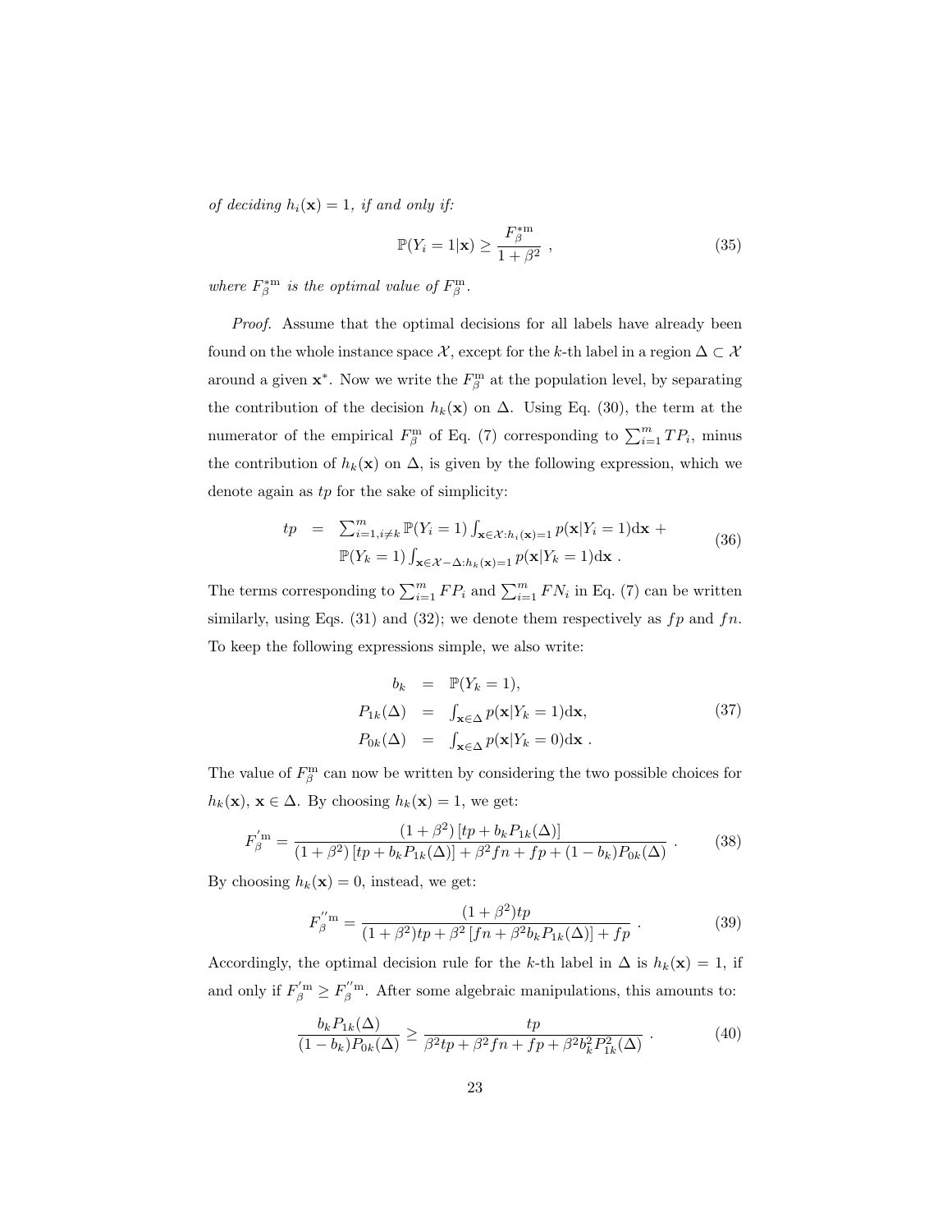*of deciding $h_i(\mathbf{x}) = 1$, if and only if:*

$$\mathbb{P}(Y_i = 1|\mathbf{x}) \geq \frac{F_\beta^{*\mathrm{m}}}{1+\beta^2} \ , \tag{35}$$

*where $F_\beta^{*\mathrm{m}}$ is the optimal value of $F_\beta^{\mathrm{m}}$.*

*Proof.* Assume that the optimal decisions for all labels have already been found on the whole instance space $\mathcal{X}$, except for the $k$-th label in a region $\Delta \subset \mathcal{X}$ around a given $\mathbf{x}^*$. Now we write the $F_\beta^{\mathrm{m}}$ at the population level, by separating the contribution of the decision $h_k(\mathbf{x})$ on $\Delta$. Using Eq. (30), the term at the numerator of the empirical $F_\beta^{\mathrm{m}}$ of Eq. (7) corresponding to $\sum_{i=1}^m TP_i$, minus the contribution of $h_k(\mathbf{x})$ on $\Delta$, is given by the following expression, which we denote again as $tp$ for the sake of simplicity:

$$\begin{aligned} tp \;&=\; \textstyle\sum_{i=1, i\neq k}^m \mathbb{P}(Y_i = 1) \int_{\mathbf{x}\in\mathcal{X}:h_i(\mathbf{x})=1} p(\mathbf{x}|Y_i = 1)\mathrm{d}\mathbf{x} \; + \\ &\quad\; \mathbb{P}(Y_k = 1) \int_{\mathbf{x}\in\mathcal{X}-\Delta:h_k(\mathbf{x})=1} p(\mathbf{x}|Y_k = 1)\mathrm{d}\mathbf{x} \ . \end{aligned} \tag{36}$$

The terms corresponding to $\sum_{i=1}^m FP_i$ and $\sum_{i=1}^m FN_i$ in Eq. (7) can be written similarly, using Eqs. (31) and (32); we denote them respectively as $fp$ and $fn$. To keep the following expressions simple, we also write:

$$\begin{aligned} b_k \;&=\; \mathbb{P}(Y_k = 1), \\ P_{1k}(\Delta) \;&=\; \textstyle\int_{\mathbf{x}\in\Delta} p(\mathbf{x}|Y_k = 1)\mathrm{d}\mathbf{x}, \\ P_{0k}(\Delta) \;&=\; \textstyle\int_{\mathbf{x}\in\Delta} p(\mathbf{x}|Y_k = 0)\mathrm{d}\mathbf{x} \ . \end{aligned} \tag{37}$$

The value of $F_\beta^{\mathrm{m}}$ can now be written by considering the two possible choices for $h_k(\mathbf{x})$, $\mathbf{x} \in \Delta$. By choosing $h_k(\mathbf{x}) = 1$, we get:

$$F_\beta^{'\mathrm{m}} = \frac{(1+\beta^2)\left[tp + b_k P_{1k}(\Delta)\right]}{(1+\beta^2)\left[tp + b_k P_{1k}(\Delta)\right] + \beta^2 fn + fp + (1-b_k)P_{0k}(\Delta)} \ . \tag{38}$$

By choosing $h_k(\mathbf{x}) = 0$, instead, we get:

$$F_\beta^{''\mathrm{m}} = \frac{(1+\beta^2)tp}{(1+\beta^2)tp + \beta^2\left[fn + \beta^2 b_k P_{1k}(\Delta)\right] + fp} \ . \tag{39}$$

Accordingly, the optimal decision rule for the $k$-th label in $\Delta$ is $h_k(\mathbf{x}) = 1$, if and only if $F_\beta^{'\mathrm{m}} \geq F_\beta^{''\mathrm{m}}$. After some algebraic manipulations, this amounts to:

$$\frac{b_k P_{1k}(\Delta)}{(1-b_k)P_{0k}(\Delta)} \geq \frac{tp}{\beta^2 tp + \beta^2 fn + fp + \beta^2 b_k^2 P_{1k}^2(\Delta)} \ . \tag{40}$$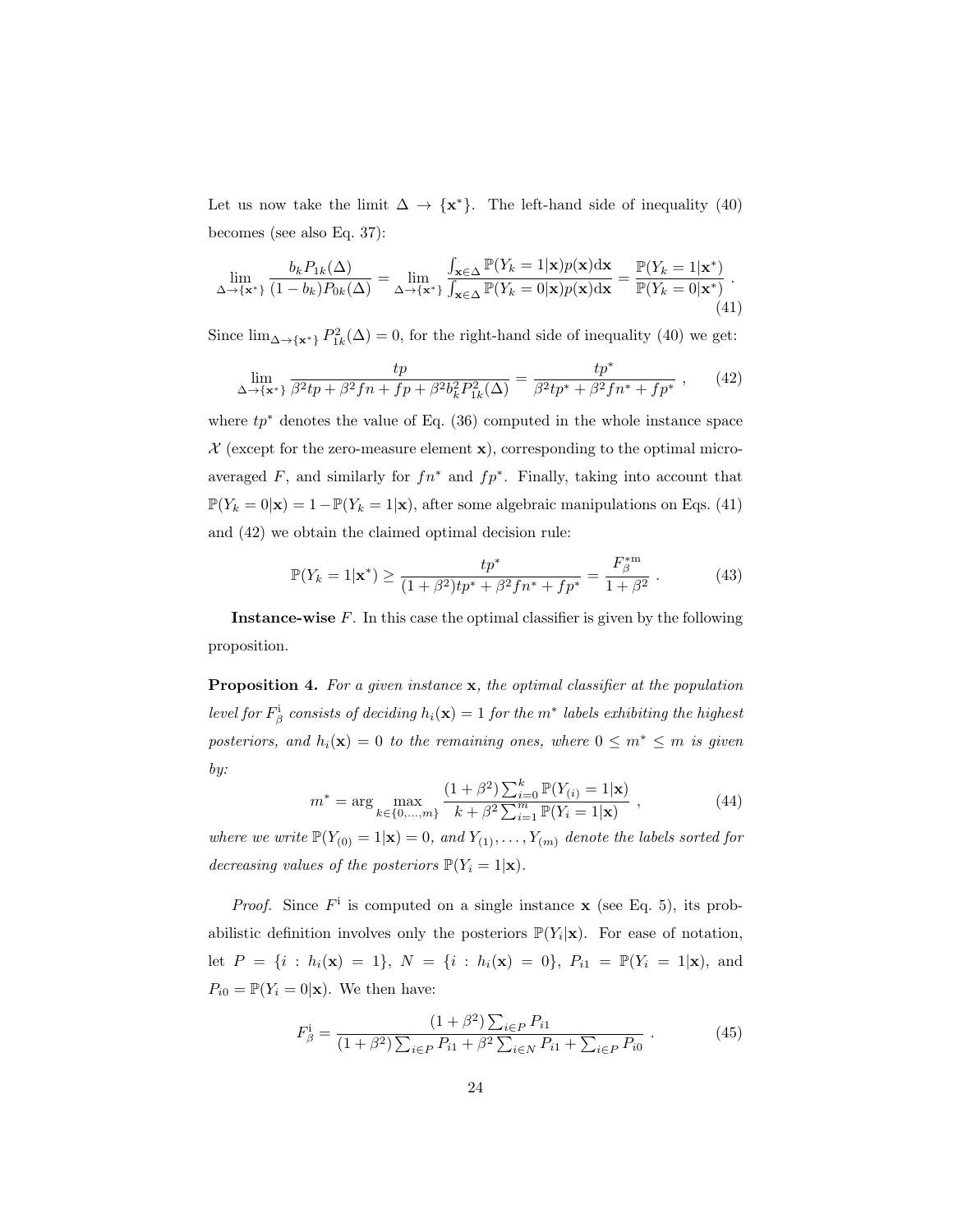Let us now take the limit $\Delta \to \{\mathbf{x}^*\}$. The left-hand side of inequality (40) becomes (see also Eq. 37):

$$\lim_{\Delta \to \{\mathbf{x}^*\}} \frac{b_k P_{1k}(\Delta)}{(1-b_k)P_{0k}(\Delta)} = \lim_{\Delta \to \{\mathbf{x}^*\}} \frac{\int_{\mathbf{x}\in\Delta} \mathbb{P}(Y_k = 1|\mathbf{x})p(\mathbf{x})\mathrm{d}\mathbf{x}}{\int_{\mathbf{x}\in\Delta} \mathbb{P}(Y_k = 0|\mathbf{x})p(\mathbf{x})\mathrm{d}\mathbf{x}} = \frac{\mathbb{P}(Y_k = 1|\mathbf{x}^*)}{\mathbb{P}(Y_k = 0|\mathbf{x}^*)} . \tag{41}$$

Since $\lim_{\Delta \to \{\mathbf{x}^*\}} P_{1k}^2(\Delta) = 0$, for the right-hand side of inequality (40) we get:

$$\lim_{\Delta \to \{\mathbf{x}^*\}} \frac{tp}{\beta^2 tp + \beta^2 fn + fp + \beta^2 b_k^2 P_{1k}^2(\Delta)} = \frac{tp^*}{\beta^2 tp^* + \beta^2 fn^* + fp^*} , \tag{42}$$

where $tp^*$ denotes the value of Eq. (36) computed in the whole instance space $\mathcal{X}$ (except for the zero-measure element $\mathbf{x}$), corresponding to the optimal micro-averaged $F$, and similarly for $fn^*$ and $fp^*$. Finally, taking into account that $\mathbb{P}(Y_k = 0|\mathbf{x}) = 1 - \mathbb{P}(Y_k = 1|\mathbf{x})$, after some algebraic manipulations on Eqs. (41) and (42) we obtain the claimed optimal decision rule:

$$\mathbb{P}(Y_k = 1|\mathbf{x}^*) \geq \frac{tp^*}{(1+\beta^2)tp^* + \beta^2 fn^* + fp^*} = \frac{F_\beta^{*\mathrm{m}}}{1+\beta^2} . \tag{43}$$

**Instance-wise** $F$. In this case the optimal classifier is given by the following proposition.

**Proposition 4.** *For a given instance* $\mathbf{x}$*, the optimal classifier at the population level for* $F_\beta^{\mathrm{i}}$ *consists of deciding* $h_i(\mathbf{x}) = 1$ *for the* $m^*$ *labels exhibiting the highest posteriors, and* $h_i(\mathbf{x}) = 0$ *to the remaining ones, where* $0 \leq m^* \leq m$ *is given by:*

$$m^* = \arg \max_{k \in \{0,\ldots,m\}} \frac{(1+\beta^2)\sum_{i=0}^{k} \mathbb{P}(Y_{(i)} = 1|\mathbf{x})}{k + \beta^2 \sum_{i=1}^{m} \mathbb{P}(Y_i = 1|\mathbf{x})} , \tag{44}$$

*where we write* $\mathbb{P}(Y_{(0)} = 1|\mathbf{x}) = 0$*, and* $Y_{(1)}, \ldots, Y_{(m)}$ *denote the labels sorted for decreasing values of the posteriors* $\mathbb{P}(Y_i = 1|\mathbf{x})$.

*Proof.* Since $F^{\mathrm{i}}$ is computed on a single instance $\mathbf{x}$ (see Eq. 5), its probabilistic definition involves only the posteriors $\mathbb{P}(Y_i|\mathbf{x})$. For ease of notation, let $P = \{i : h_i(\mathbf{x}) = 1\}$, $N = \{i : h_i(\mathbf{x}) = 0\}$, $P_{i1} = \mathbb{P}(Y_i = 1|\mathbf{x})$, and $P_{i0} = \mathbb{P}(Y_i = 0|\mathbf{x})$. We then have:

$$F_\beta^{\mathrm{i}} = \frac{(1+\beta^2)\sum_{i\in P} P_{i1}}{(1+\beta^2)\sum_{i\in P} P_{i1} + \beta^2 \sum_{i\in N} P_{i1} + \sum_{i\in P} P_{i0}} . \tag{45}$$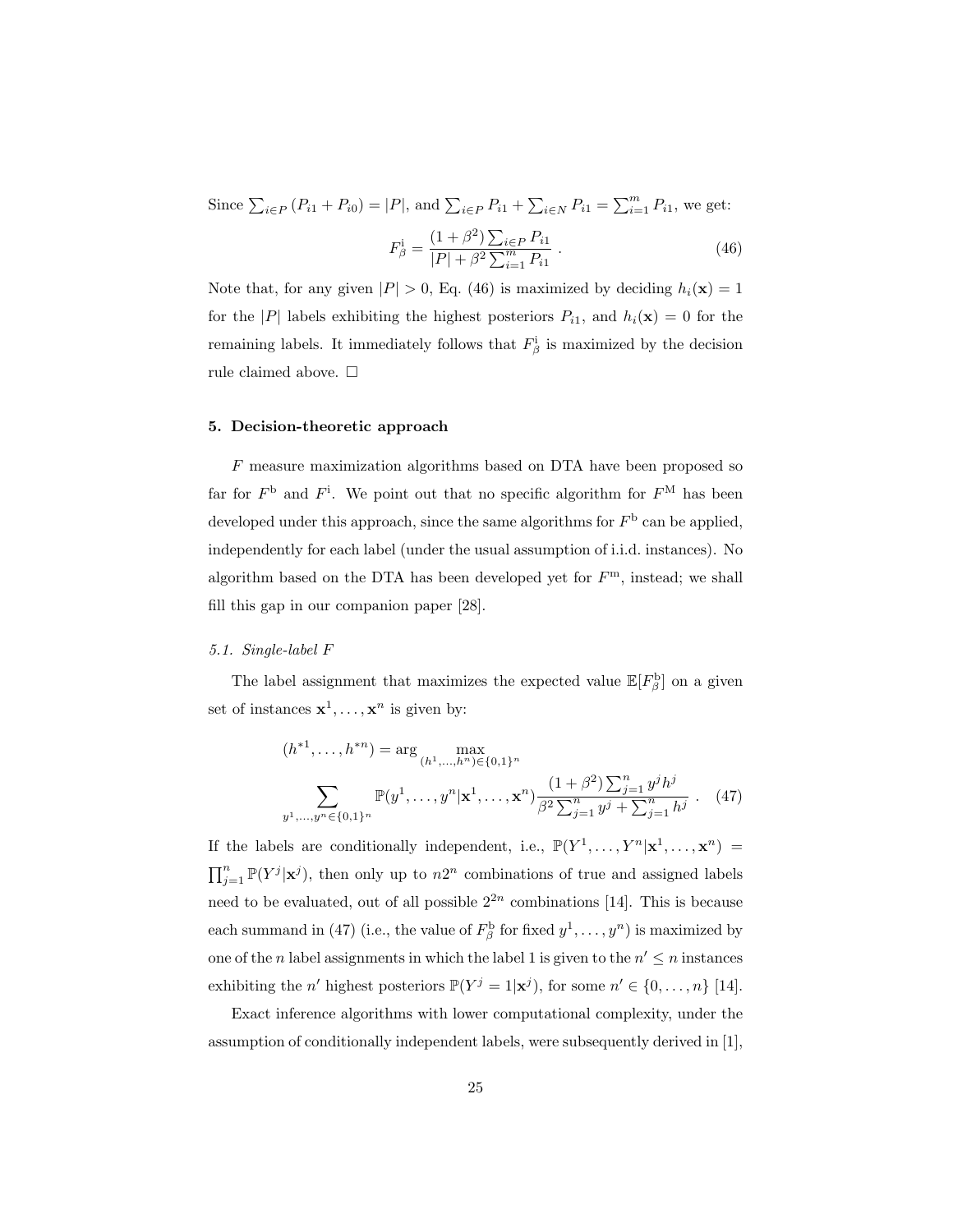Since $\sum_{i \in P} (P_{i1} + P_{i0}) = |P|$, and $\sum_{i \in P} P_{i1} + \sum_{i \in N} P_{i1} = \sum_{i=1}^{m} P_{i1}$, we get:

$$F_\beta^{\mathrm{i}} = \frac{(1+\beta^2)\sum_{i \in P} P_{i1}}{|P| + \beta^2 \sum_{i=1}^{m} P_{i1}} \ . \tag{46}$$

Note that, for any given $|P| > 0$, Eq. (46) is maximized by deciding $h_i(\mathbf{x}) = 1$ for the $|P|$ labels exhibiting the highest posteriors $P_{i1}$, and $h_i(\mathbf{x}) = 0$ for the remaining labels. It immediately follows that $F_\beta^{\mathrm{i}}$ is maximized by the decision rule claimed above. □

## 5. Decision-theoretic approach

$F$ measure maximization algorithms based on DTA have been proposed so far for $F^{\mathrm{b}}$ and $F^{\mathrm{i}}$. We point out that no specific algorithm for $F^{\mathrm{M}}$ has been developed under this approach, since the same algorithms for $F^{\mathrm{b}}$ can be applied, independently for each label (under the usual assumption of i.i.d. instances). No algorithm based on the DTA has been developed yet for $F^{\mathrm{m}}$, instead; we shall fill this gap in our companion paper [28].

### 5.1. Single-label $F$

The label assignment that maximizes the expected value $\mathbb{E}[F_\beta^{\mathrm{b}}]$ on a given set of instances $\mathbf{x}^1, \ldots, \mathbf{x}^n$ is given by:

$$(h^{*1}, \ldots, h^{*n}) = \arg \max_{(h^1, \ldots, h^n) \in \{0,1\}^n} \sum_{y^1, \ldots, y^n \in \{0,1\}^n} \mathbb{P}(y^1, \ldots, y^n | \mathbf{x}^1, \ldots, \mathbf{x}^n) \frac{(1+\beta^2)\sum_{j=1}^{n} y^j h^j}{\beta^2 \sum_{j=1}^{n} y^j + \sum_{j=1}^{n} h^j} \ . \tag{47}$$

If the labels are conditionally independent, i.e., $\mathbb{P}(Y^1, \ldots, Y^n | \mathbf{x}^1, \ldots, \mathbf{x}^n) = \prod_{j=1}^{n} \mathbb{P}(Y^j | \mathbf{x}^j)$, then only up to $n2^n$ combinations of true and assigned labels need to be evaluated, out of all possible $2^{2n}$ combinations [14]. This is because each summand in (47) (i.e., the value of $F_\beta^{\mathrm{b}}$ for fixed $y^1, \ldots, y^n$) is maximized by one of the $n$ label assignments in which the label 1 is given to the $n' \leq n$ instances exhibiting the $n'$ highest posteriors $\mathbb{P}(Y^j = 1 | \mathbf{x}^j)$, for some $n' \in \{0, \ldots, n\}$ [14].

Exact inference algorithms with lower computational complexity, under the assumption of conditionally independent labels, were subsequently derived in [1],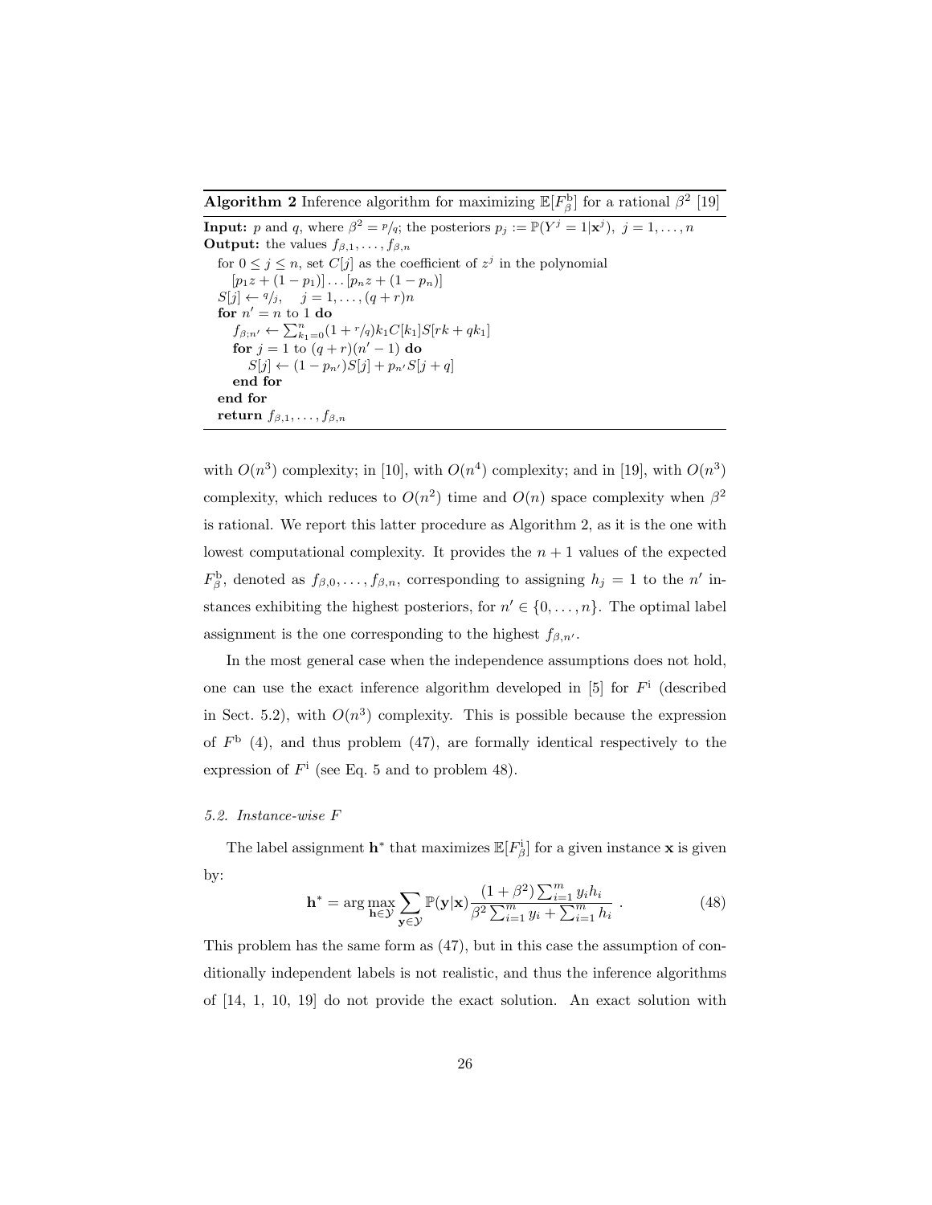**Algorithm 2** Inference algorithm for maximizing $\mathbb{E}[F^{\mathrm{b}}_\beta]$ for a rational $\beta^2$ [19]

**Input:** $p$ and $q$, where $\beta^2 = {}^p\!/\!_q$; the posteriors $p_j := \mathbb{P}(Y^j = 1|\mathbf{x}^j),\ j = 1, \dots, n$
**Output:** the values $f_{\beta,1}, \dots, f_{\beta,n}$

for $0 \le j \le n$, set $C[j]$ as the coefficient of $z^j$ in the polynomial
  $[p_1 z + (1-p_1)] \dots [p_n z + (1-p_n)]$
$S[j] \leftarrow {}^q\!/\!_j, \quad j = 1, \dots, (q+r)n$
**for** $n' = n$ to 1 **do**
  $f_{\beta;n'} \leftarrow \sum_{k_1=0}^{n} (1 + {}^r\!/\!_q) k_1 C[k_1] S[rk + qk_1]$
  **for** $j = 1$ to $(q+r)(n'-1)$ **do**
    $S[j] \leftarrow (1 - p_{n'}) S[j] + p_{n'} S[j+q]$
  **end for**
**end for**
**return** $f_{\beta,1}, \dots, f_{\beta,n}$

with $O(n^3)$ complexity; in [10], with $O(n^4)$ complexity; and in [19], with $O(n^3)$ complexity, which reduces to $O(n^2)$ time and $O(n)$ space complexity when $\beta^2$ is rational. We report this latter procedure as Algorithm 2, as it is the one with lowest computational complexity. It provides the $n+1$ values of the expected $F^{\mathrm{b}}_\beta$, denoted as $f_{\beta,0}, \dots, f_{\beta,n}$, corresponding to assigning $h_j = 1$ to the $n'$ instances exhibiting the highest posteriors, for $n' \in \{0, \dots, n\}$. The optimal label assignment is the one corresponding to the highest $f_{\beta,n'}$.

In the most general case when the independence assumptions does not hold, one can use the exact inference algorithm developed in [5] for $F^{\mathrm{i}}$ (described in Sect. 5.2), with $O(n^3)$ complexity. This is possible because the expression of $F^{\mathrm{b}}$ (4), and thus problem (47), are formally identical respectively to the expression of $F^{\mathrm{i}}$ (see Eq. 5 and to problem 48).

### 5.2. Instance-wise F

The label assignment $\mathbf{h}^*$ that maximizes $\mathbb{E}[F^{\mathrm{i}}_\beta]$ for a given instance $\mathbf{x}$ is given by:

$$\mathbf{h}^* = \arg\max_{\mathbf{h} \in \mathcal{Y}} \sum_{\mathbf{y} \in \mathcal{Y}} \mathbb{P}(\mathbf{y}|\mathbf{x}) \frac{(1+\beta^2) \sum_{i=1}^{m} y_i h_i}{\beta^2 \sum_{i=1}^{m} y_i + \sum_{i=1}^{m} h_i} \ . \tag{48}$$

This problem has the same form as (47), but in this case the assumption of conditionally independent labels is not realistic, and thus the inference algorithms of [14, 1, 10, 19] do not provide the exact solution. An exact solution with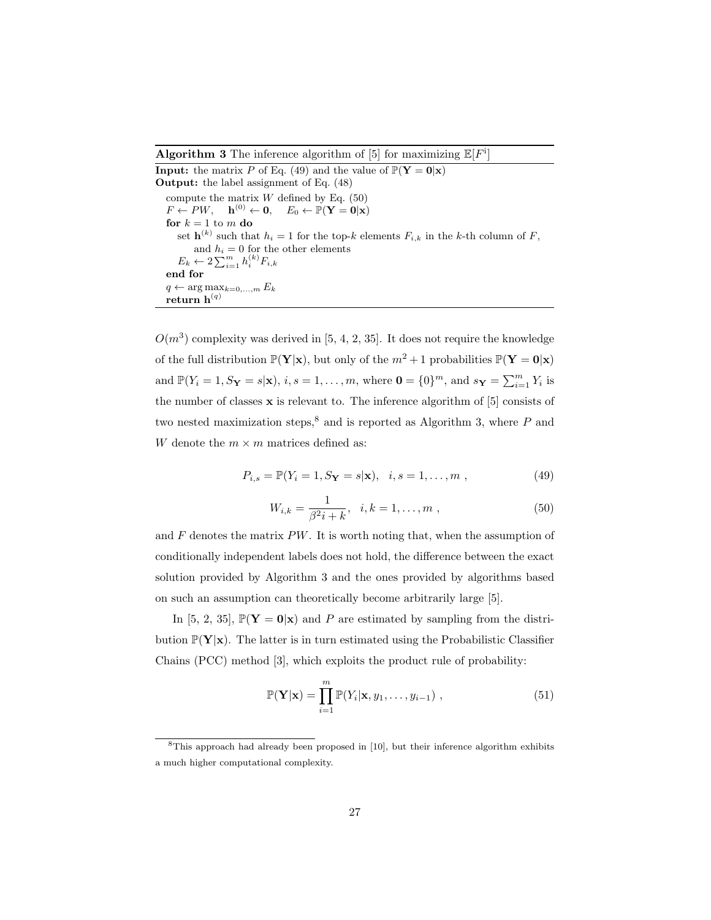**Algorithm 3** The inference algorithm of [5] for maximizing $\mathbb{E}[F^{\mathrm{i}}]$

**Input:** the matrix $P$ of Eq. (49) and the value of $\mathbb{P}(\mathbf{Y} = \mathbf{0}|\mathbf{x})$
**Output:** the label assignment of Eq. (48)

```
compute the matrix W defined by Eq. (50)
F ← PW,   h^(0) ← 0,   E_0 ← P(Y = 0|x)
for k = 1 to m do
   set h^(k) such that h_i = 1 for the top-k elements F_{i,k} in the k-th column of F,
      and h_i = 0 for the other elements
   E_k ← 2 Σ_{i=1}^m h_i^(k) F_{i,k}
end for
q ← arg max_{k=0,...,m} E_k
return h^(q)
```

$O(m^3)$ complexity was derived in [5, 4, 2, 35]. It does not require the knowledge of the full distribution $\mathbb{P}(\mathbf{Y}|\mathbf{x})$, but only of the $m^2 + 1$ probabilities $\mathbb{P}(\mathbf{Y} = \mathbf{0}|\mathbf{x})$ and $\mathbb{P}(Y_i = 1, S_{\mathbf{Y}} = s|\mathbf{x})$, $i, s = 1, \ldots, m$, where $\mathbf{0} = \{0\}^m$, and $s_{\mathbf{Y}} = \sum_{i=1}^m Y_i$ is the number of classes $\mathbf{x}$ is relevant to. The inference algorithm of [5] consists of two nested maximization steps,[8] and is reported as Algorithm 3, where $P$ and $W$ denote the $m \times m$ matrices defined as:

$$P_{i,s} = \mathbb{P}(Y_i = 1, S_{\mathbf{Y}} = s|\mathbf{x}), \quad i, s = 1, \ldots, m \ , \tag{49}$$

$$W_{i,k} = \frac{1}{\beta^2 i + k}, \quad i, k = 1, \ldots, m \ , \tag{50}$$

and $F$ denotes the matrix $PW$. It is worth noting that, when the assumption of conditionally independent labels does not hold, the difference between the exact solution provided by Algorithm 3 and the ones provided by algorithms based on such an assumption can theoretically become arbitrarily large [5].

In [5, 2, 35], $\mathbb{P}(\mathbf{Y} = \mathbf{0}|\mathbf{x})$ and $P$ are estimated by sampling from the distribution $\mathbb{P}(\mathbf{Y}|\mathbf{x})$. The latter is in turn estimated using the Probabilistic Classifier Chains (PCC) method [3], which exploits the product rule of probability:

$$\mathbb{P}(\mathbf{Y}|\mathbf{x}) = \prod_{i=1}^{m} \mathbb{P}(Y_i|\mathbf{x}, y_1, \ldots, y_{i-1}) \ , \tag{51}$$

[8] This approach had already been proposed in [10], but their inference algorithm exhibits a much higher computational complexity.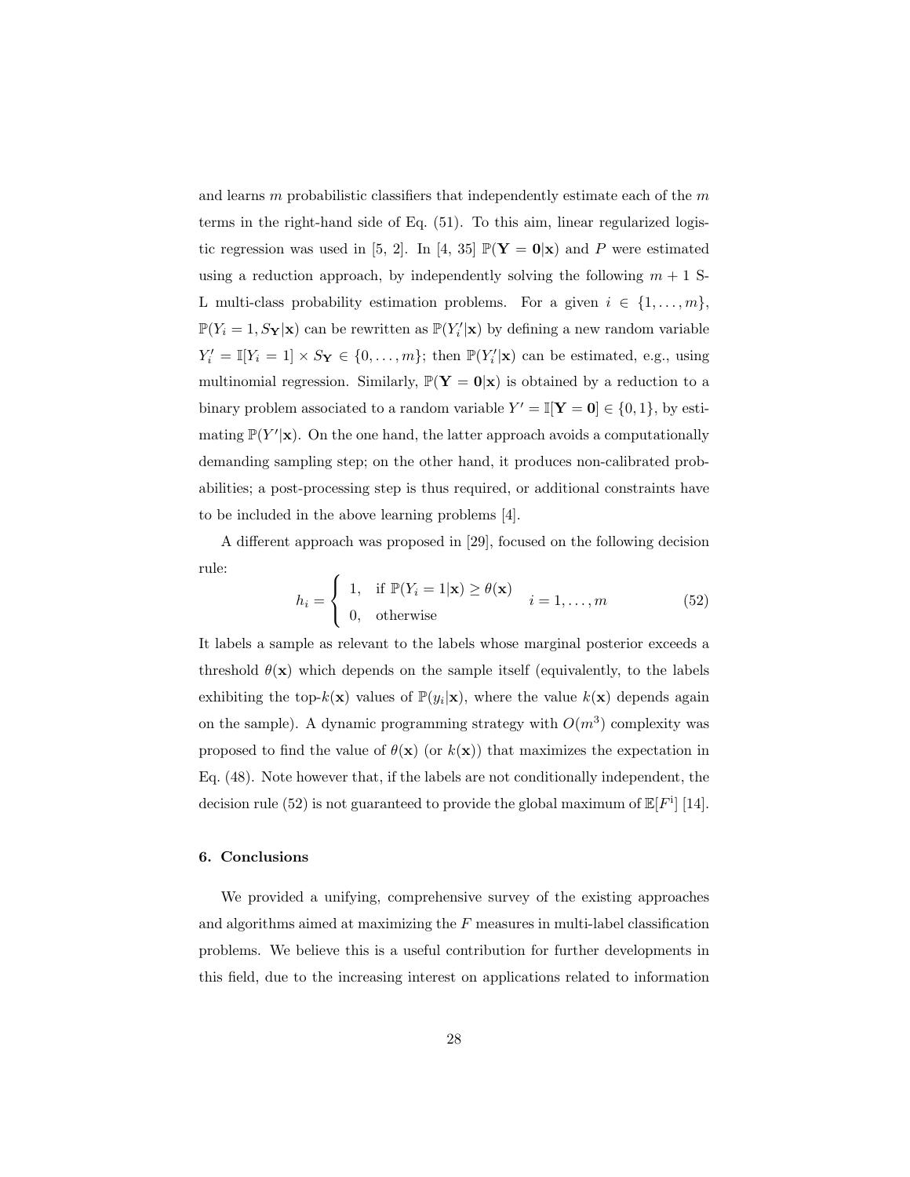and learns $m$ probabilistic classifiers that independently estimate each of the $m$ terms in the right-hand side of Eq. (51). To this aim, linear regularized logistic regression was used in [5, 2]. In [4, 35] $\mathbb{P}(\mathbf{Y} = \mathbf{0}|\mathbf{x})$ and $P$ were estimated using a reduction approach, by independently solving the following $m + 1$ S-L multi-class probability estimation problems. For a given $i \in \{1, \ldots, m\}$, $\mathbb{P}(Y_i = 1, S_\mathbf{Y}|\mathbf{x})$ can be rewritten as $\mathbb{P}(Y_i'|\mathbf{x})$ by defining a new random variable $Y_i' = \mathbb{I}[Y_i = 1] \times S_\mathbf{Y} \in \{0, \ldots, m\}$; then $\mathbb{P}(Y_i'|\mathbf{x})$ can be estimated, e.g., using multinomial regression. Similarly, $\mathbb{P}(\mathbf{Y} = \mathbf{0}|\mathbf{x})$ is obtained by a reduction to a binary problem associated to a random variable $Y' = \mathbb{I}[\mathbf{Y} = \mathbf{0}] \in \{0, 1\}$, by estimating $\mathbb{P}(Y'|\mathbf{x})$. On the one hand, the latter approach avoids a computationally demanding sampling step; on the other hand, it produces non-calibrated probabilities; a post-processing step is thus required, or additional constraints have to be included in the above learning problems [4].

A different approach was proposed in [29], focused on the following decision rule:

$$h_i = \begin{cases} 1, & \text{if } \mathbb{P}(Y_i = 1|\mathbf{x}) \geq \theta(\mathbf{x}) \\ 0, & \text{otherwise} \end{cases} \quad i = 1, \ldots, m \tag{52}$$

It labels a sample as relevant to the labels whose marginal posterior exceeds a threshold $\theta(\mathbf{x})$ which depends on the sample itself (equivalently, to the labels exhibiting the top-$k(\mathbf{x})$ values of $\mathbb{P}(y_i|\mathbf{x})$, where the value $k(\mathbf{x})$ depends again on the sample). A dynamic programming strategy with $O(m^3)$ complexity was proposed to find the value of $\theta(\mathbf{x})$ (or $k(\mathbf{x})$) that maximizes the expectation in Eq. (48). Note however that, if the labels are not conditionally independent, the decision rule (52) is not guaranteed to provide the global maximum of $\mathbb{E}[F^{\mathrm{i}}]$ [14].

## 6. Conclusions

We provided a unifying, comprehensive survey of the existing approaches and algorithms aimed at maximizing the $F$ measures in multi-label classification problems. We believe this is a useful contribution for further developments in this field, due to the increasing interest on applications related to information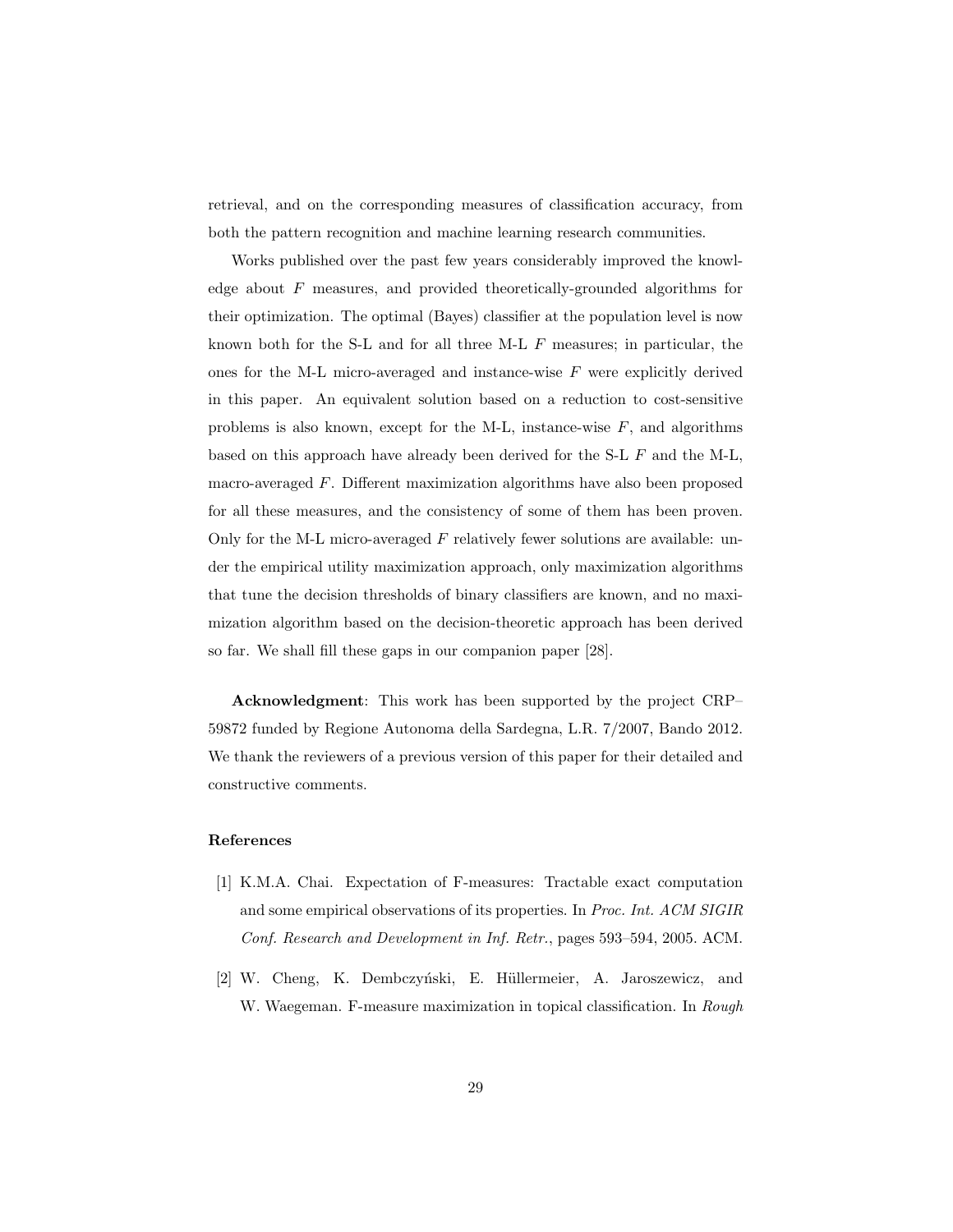retrieval, and on the corresponding measures of classification accuracy, from both the pattern recognition and machine learning research communities.

Works published over the past few years considerably improved the knowledge about $F$ measures, and provided theoretically-grounded algorithms for their optimization. The optimal (Bayes) classifier at the population level is now known both for the S-L and for all three M-L $F$ measures; in particular, the ones for the M-L micro-averaged and instance-wise $F$ were explicitly derived in this paper. An equivalent solution based on a reduction to cost-sensitive problems is also known, except for the M-L, instance-wise $F$, and algorithms based on this approach have already been derived for the S-L $F$ and the M-L, macro-averaged $F$. Different maximization algorithms have also been proposed for all these measures, and the consistency of some of them has been proven. Only for the M-L micro-averaged $F$ relatively fewer solutions are available: under the empirical utility maximization approach, only maximization algorithms that tune the decision thresholds of binary classifiers are known, and no maximization algorithm based on the decision-theoretic approach has been derived so far. We shall fill these gaps in our companion paper [28].

**Acknowledgment**: This work has been supported by the project CRP–59872 funded by Regione Autonoma della Sardegna, L.R. 7/2007, Bando 2012. We thank the reviewers of a previous version of this paper for their detailed and constructive comments.

## References

[1] K.M.A. Chai. Expectation of F-measures: Tractable exact computation and some empirical observations of its properties. In *Proc. Int. ACM SIGIR Conf. Research and Development in Inf. Retr.*, pages 593–594, 2005. ACM.

[2] W. Cheng, K. Dembczyński, E. Hüllermeier, A. Jaroszewicz, and W. Waegeman. F-measure maximization in topical classification. In *Rough*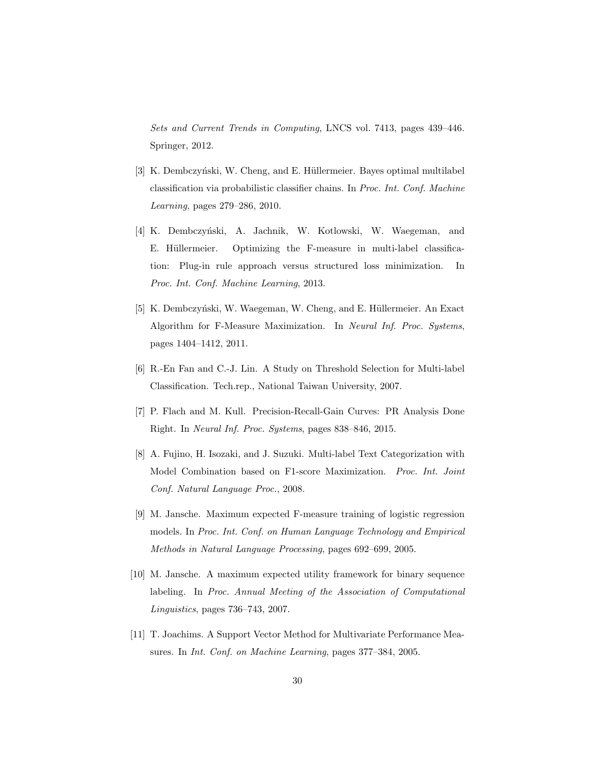*Sets and Current Trends in Computing*, LNCS vol. 7413, pages 439–446. Springer, 2012.

[3] K. Dembczyński, W. Cheng, and E. Hüllermeier. Bayes optimal multilabel classification via probabilistic classifier chains. In *Proc. Int. Conf. Machine Learning*, pages 279–286, 2010.

[4] K. Dembczyński, A. Jachnik, W. Kotlowski, W. Waegeman, and E. Hüllermeier. Optimizing the F-measure in multi-label classification: Plug-in rule approach versus structured loss minimization. In *Proc. Int. Conf. Machine Learning*, 2013.

[5] K. Dembczyński, W. Waegeman, W. Cheng, and E. Hüllermeier. An Exact Algorithm for F-Measure Maximization. In *Neural Inf. Proc. Systems*, pages 1404–1412, 2011.

[6] R.-En Fan and C.-J. Lin. A Study on Threshold Selection for Multi-label Classification. Tech.rep., National Taiwan University, 2007.

[7] P. Flach and M. Kull. Precision-Recall-Gain Curves: PR Analysis Done Right. In *Neural Inf. Proc. Systems*, pages 838–846, 2015.

[8] A. Fujino, H. Isozaki, and J. Suzuki. Multi-label Text Categorization with Model Combination based on F1-score Maximization. *Proc. Int. Joint Conf. Natural Language Proc.*, 2008.

[9] M. Jansche. Maximum expected F-measure training of logistic regression models. In *Proc. Int. Conf. on Human Language Technology and Empirical Methods in Natural Language Processing*, pages 692–699, 2005.

[10] M. Jansche. A maximum expected utility framework for binary sequence labeling. In *Proc. Annual Meeting of the Association of Computational Linguistics*, pages 736–743, 2007.

[11] T. Joachims. A Support Vector Method for Multivariate Performance Measures. In *Int. Conf. on Machine Learning*, pages 377–384, 2005.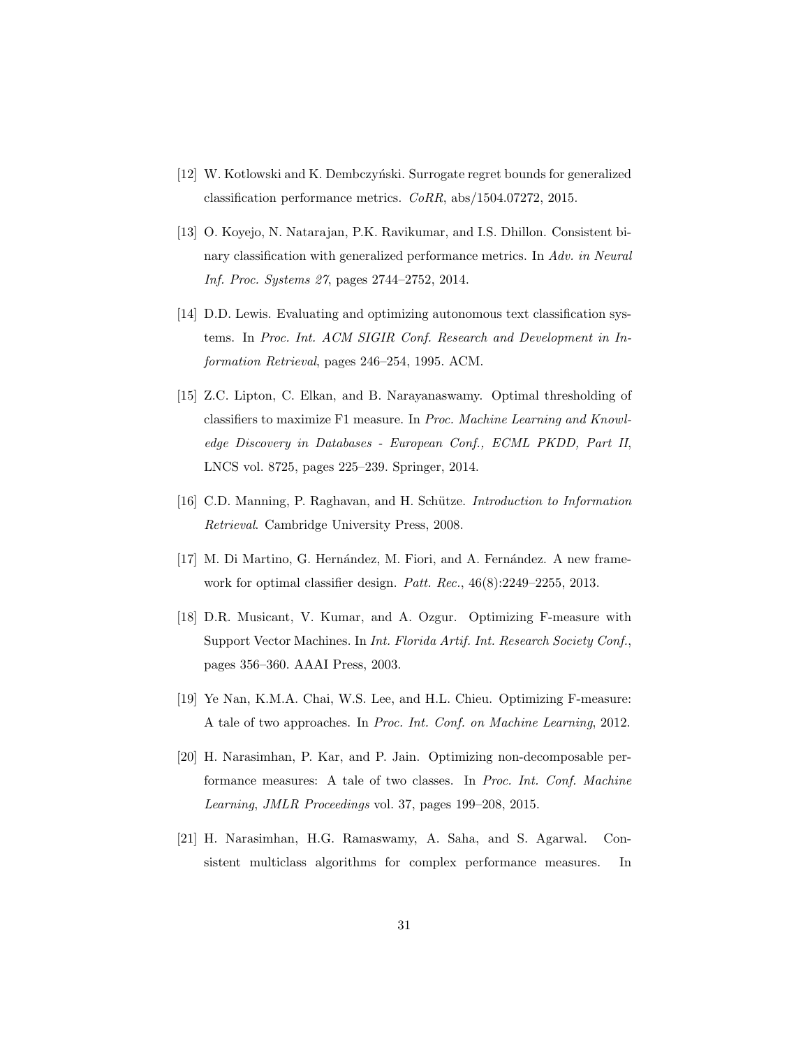[12] W. Kotlowski and K. Dembczyński. Surrogate regret bounds for generalized classification performance metrics. *CoRR*, abs/1504.07272, 2015.

[13] O. Koyejo, N. Natarajan, P.K. Ravikumar, and I.S. Dhillon. Consistent binary classification with generalized performance metrics. In *Adv. in Neural Inf. Proc. Systems 27*, pages 2744–2752, 2014.

[14] D.D. Lewis. Evaluating and optimizing autonomous text classification systems. In *Proc. Int. ACM SIGIR Conf. Research and Development in Information Retrieval*, pages 246–254, 1995. ACM.

[15] Z.C. Lipton, C. Elkan, and B. Narayanaswamy. Optimal thresholding of classifiers to maximize F1 measure. In *Proc. Machine Learning and Knowledge Discovery in Databases - European Conf., ECML PKDD, Part II*, LNCS vol. 8725, pages 225–239. Springer, 2014.

[16] C.D. Manning, P. Raghavan, and H. Schütze. *Introduction to Information Retrieval*. Cambridge University Press, 2008.

[17] M. Di Martino, G. Hernández, M. Fiori, and A. Fernández. A new framework for optimal classifier design. *Patt. Rec.*, 46(8):2249–2255, 2013.

[18] D.R. Musicant, V. Kumar, and A. Ozgur. Optimizing F-measure with Support Vector Machines. In *Int. Florida Artif. Int. Research Society Conf.*, pages 356–360. AAAI Press, 2003.

[19] Ye Nan, K.M.A. Chai, W.S. Lee, and H.L. Chieu. Optimizing F-measure: A tale of two approaches. In *Proc. Int. Conf. on Machine Learning*, 2012.

[20] H. Narasimhan, P. Kar, and P. Jain. Optimizing non-decomposable performance measures: A tale of two classes. In *Proc. Int. Conf. Machine Learning, JMLR Proceedings* vol. 37, pages 199–208, 2015.

[21] H. Narasimhan, H.G. Ramaswamy, A. Saha, and S. Agarwal. Consistent multiclass algorithms for complex performance measures. In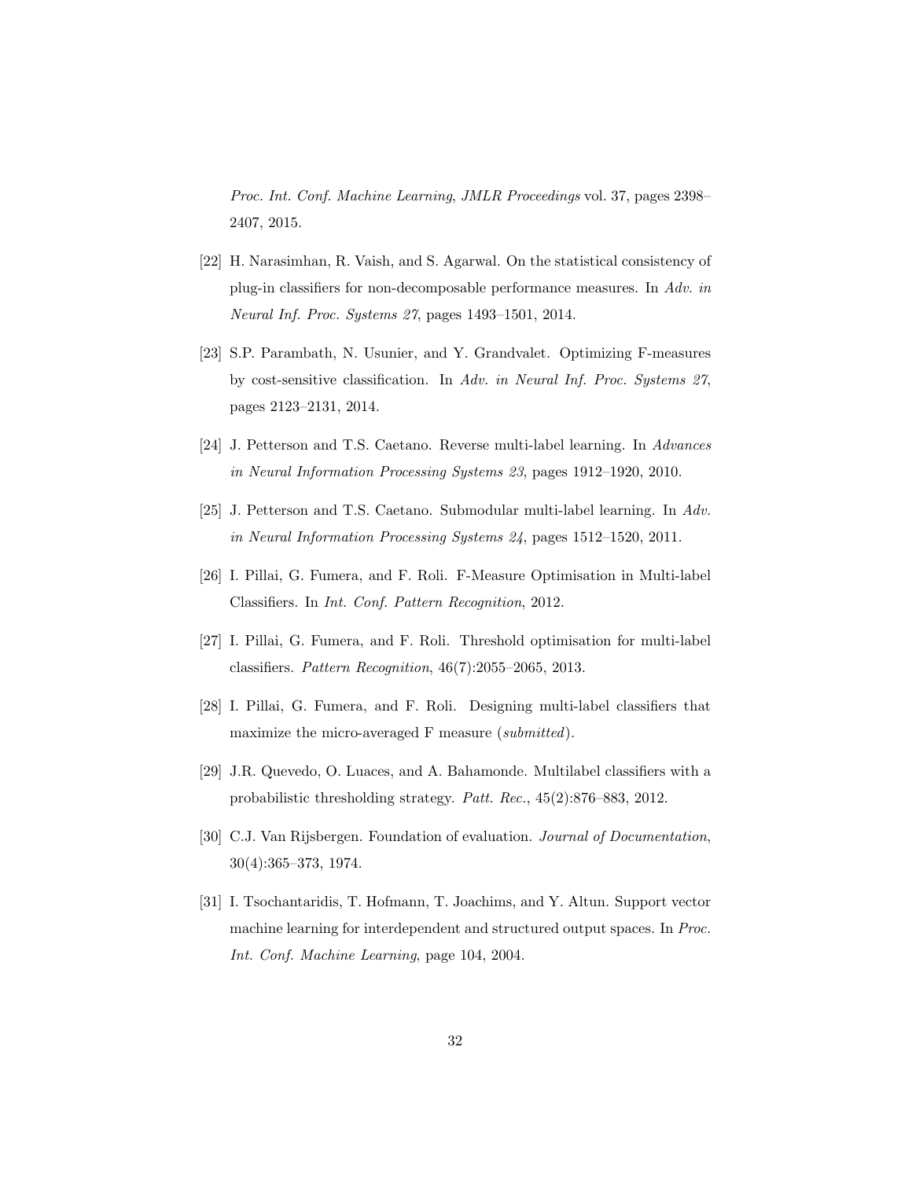*Proc. Int. Conf. Machine Learning*, *JMLR Proceedings* vol. 37, pages 2398–2407, 2015.

[22] H. Narasimhan, R. Vaish, and S. Agarwal. On the statistical consistency of plug-in classifiers for non-decomposable performance measures. In *Adv. in Neural Inf. Proc. Systems 27*, pages 1493–1501, 2014.

[23] S.P. Parambath, N. Usunier, and Y. Grandvalet. Optimizing F-measures by cost-sensitive classification. In *Adv. in Neural Inf. Proc. Systems 27*, pages 2123–2131, 2014.

[24] J. Petterson and T.S. Caetano. Reverse multi-label learning. In *Advances in Neural Information Processing Systems 23*, pages 1912–1920, 2010.

[25] J. Petterson and T.S. Caetano. Submodular multi-label learning. In *Adv. in Neural Information Processing Systems 24*, pages 1512–1520, 2011.

[26] I. Pillai, G. Fumera, and F. Roli. F-Measure Optimisation in Multi-label Classifiers. In *Int. Conf. Pattern Recognition*, 2012.

[27] I. Pillai, G. Fumera, and F. Roli. Threshold optimisation for multi-label classifiers. *Pattern Recognition*, 46(7):2055–2065, 2013.

[28] I. Pillai, G. Fumera, and F. Roli. Designing multi-label classifiers that maximize the micro-averaged F measure (*submitted*).

[29] J.R. Quevedo, O. Luaces, and A. Bahamonde. Multilabel classifiers with a probabilistic thresholding strategy. *Patt. Rec.*, 45(2):876–883, 2012.

[30] C.J. Van Rijsbergen. Foundation of evaluation. *Journal of Documentation*, 30(4):365–373, 1974.

[31] I. Tsochantaridis, T. Hofmann, T. Joachims, and Y. Altun. Support vector machine learning for interdependent and structured output spaces. In *Proc. Int. Conf. Machine Learning*, page 104, 2004.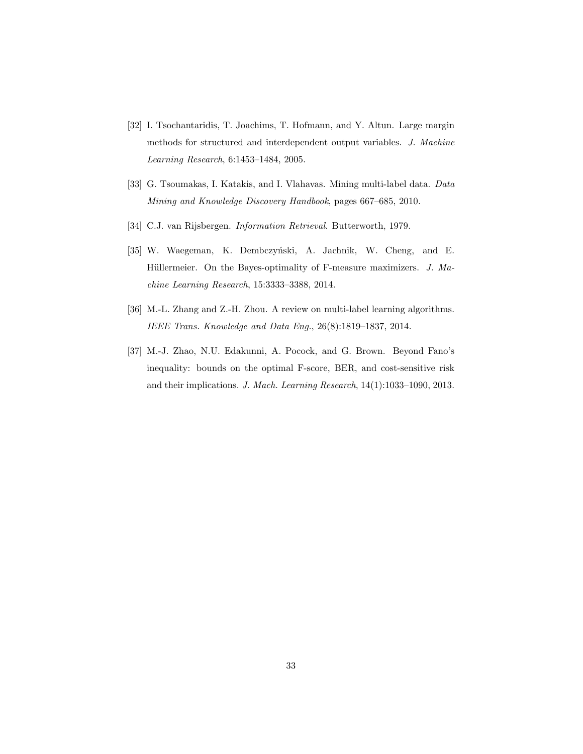[32] I. Tsochantaridis, T. Joachims, T. Hofmann, and Y. Altun. Large margin methods for structured and interdependent output variables. *J. Machine Learning Research*, 6:1453–1484, 2005.

[33] G. Tsoumakas, I. Katakis, and I. Vlahavas. Mining multi-label data. *Data Mining and Knowledge Discovery Handbook*, pages 667–685, 2010.

[34] C.J. van Rijsbergen. *Information Retrieval*. Butterworth, 1979.

[35] W. Waegeman, K. Dembczyński, A. Jachnik, W. Cheng, and E. Hüllermeier. On the Bayes-optimality of F-measure maximizers. *J. Machine Learning Research*, 15:3333–3388, 2014.

[36] M.-L. Zhang and Z.-H. Zhou. A review on multi-label learning algorithms. *IEEE Trans. Knowledge and Data Eng.*, 26(8):1819–1837, 2014.

[37] M.-J. Zhao, N.U. Edakunni, A. Pocock, and G. Brown. Beyond Fano's inequality: bounds on the optimal F-score, BER, and cost-sensitive risk and their implications. *J. Mach. Learning Research*, 14(1):1033–1090, 2013.